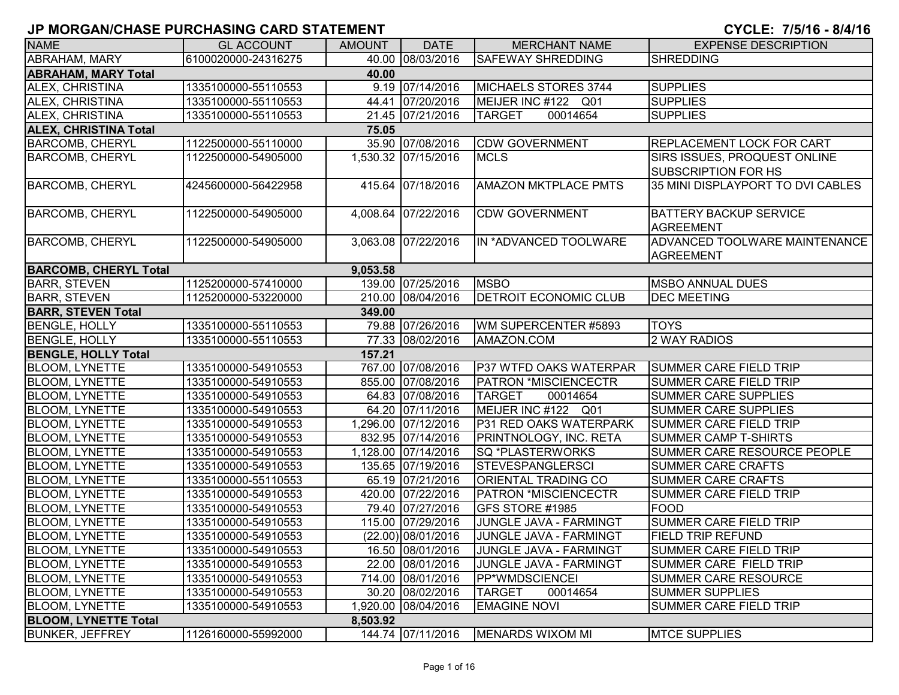# JP MORGAN/CHASE PURCHASING CARD STATEMENT

**CYCLE: 7/5/16 - 8/4/16**

| NAME | GL ACCOUNT | AMOUNT | DATE | MERCHANT NAME | EXPENSE DESCRIPTION |
|---|---|---|---|---|---|
| ABRAHAM, MARY | 6100020000-24316275 | 40.00 | 08/03/2016 | SAFEWAY SHREDDING | SHREDDING |
| **ABRAHAM, MARY Total** | | **40.00** | | | |
| ALEX, CHRISTINA | 1335100000-55110553 | 9.19 | 07/14/2016 | MICHAELS STORES 3744 | SUPPLIES |
| ALEX, CHRISTINA | 1335100000-55110553 | 44.41 | 07/20/2016 | MEIJER INC #122 Q01 | SUPPLIES |
| ALEX, CHRISTINA | 1335100000-55110553 | 21.45 | 07/21/2016 | TARGET 00014654 | SUPPLIES |
| **ALEX, CHRISTINA Total** | | **75.05** | | | |
| BARCOMB, CHERYL | 1122500000-55110000 | 35.90 | 07/08/2016 | CDW GOVERNMENT | REPLACEMENT LOCK FOR CART |
| BARCOMB, CHERYL | 1122500000-54905000 | 1,530.32 | 07/15/2016 | MCLS | SIRS ISSUES, PROQUEST ONLINE SUBSCRIPTION FOR HS |
| BARCOMB, CHERYL | 4245600000-56422958 | 415.64 | 07/18/2016 | AMAZON MKTPLACE PMTS | 35 MINI DISPLAYPORT TO DVI CABLES |
| BARCOMB, CHERYL | 1122500000-54905000 | 4,008.64 | 07/22/2016 | CDW GOVERNMENT | BATTERY BACKUP SERVICE AGREEMENT |
| BARCOMB, CHERYL | 1122500000-54905000 | 3,063.08 | 07/22/2016 | IN *ADVANCED TOOLWARE | ADVANCED TOOLWARE MAINTENANCE AGREEMENT |
| **BARCOMB, CHERYL Total** | | **9,053.58** | | | |
| BARR, STEVEN | 1125200000-57410000 | 139.00 | 07/25/2016 | MSBO | MSBO ANNUAL DUES |
| BARR, STEVEN | 1125200000-53220000 | 210.00 | 08/04/2016 | DETROIT ECONOMIC CLUB | DEC MEETING |
| **BARR, STEVEN Total** | | **349.00** | | | |
| BENGLE, HOLLY | 1335100000-55110553 | 79.88 | 07/26/2016 | WM SUPERCENTER #5893 | TOYS |
| BENGLE, HOLLY | 1335100000-55110553 | 77.33 | 08/02/2016 | AMAZON.COM | 2 WAY RADIOS |
| **BENGLE, HOLLY Total** | | **157.21** | | | |
| BLOOM, LYNETTE | 1335100000-54910553 | 767.00 | 07/08/2016 | P37 WTFD OAKS WATERPAR | SUMMER CARE FIELD TRIP |
| BLOOM, LYNETTE | 1335100000-54910553 | 855.00 | 07/08/2016 | PATRON *MISCIENCECTR | SUMMER CARE FIELD TRIP |
| BLOOM, LYNETTE | 1335100000-54910553 | 64.83 | 07/08/2016 | TARGET 00014654 | SUMMER CARE SUPPLIES |
| BLOOM, LYNETTE | 1335100000-54910553 | 64.20 | 07/11/2016 | MEIJER INC #122 Q01 | SUMMER CARE SUPPLIES |
| BLOOM, LYNETTE | 1335100000-54910553 | 1,296.00 | 07/12/2016 | P31 RED OAKS WATERPARK | SUMMER CARE FIELD TRIP |
| BLOOM, LYNETTE | 1335100000-54910553 | 832.95 | 07/14/2016 | PRINTNOLOGY, INC. RETA | SUMMER CAMP T-SHIRTS |
| BLOOM, LYNETTE | 1335100000-54910553 | 1,128.00 | 07/14/2016 | SQ *PLASTERWORKS | SUMMER CARE RESOURCE PEOPLE |
| BLOOM, LYNETTE | 1335100000-54910553 | 135.65 | 07/19/2016 | STEVESPANGLERSCI | SUMMER CARE CRAFTS |
| BLOOM, LYNETTE | 1335100000-55110553 | 65.19 | 07/21/2016 | ORIENTAL TRADING CO | SUMMER CARE CRAFTS |
| BLOOM, LYNETTE | 1335100000-54910553 | 420.00 | 07/22/2016 | PATRON *MISCIENCECTR | SUMMER CARE FIELD TRIP |
| BLOOM, LYNETTE | 1335100000-54910553 | 79.40 | 07/27/2016 | GFS STORE #1985 | FOOD |
| BLOOM, LYNETTE | 1335100000-54910553 | 115.00 | 07/29/2016 | JUNGLE JAVA - FARMINGT | SUMMER CARE FIELD TRIP |
| BLOOM, LYNETTE | 1335100000-54910553 | (22.00) | 08/01/2016 | JUNGLE JAVA - FARMINGT | FIELD TRIP REFUND |
| BLOOM, LYNETTE | 1335100000-54910553 | 16.50 | 08/01/2016 | JUNGLE JAVA - FARMINGT | SUMMER CARE FIELD TRIP |
| BLOOM, LYNETTE | 1335100000-54910553 | 22.00 | 08/01/2016 | JUNGLE JAVA - FARMINGT | SUMMER CARE FIELD TRIP |
| BLOOM, LYNETTE | 1335100000-54910553 | 714.00 | 08/01/2016 | PP*WMDSCIENCEI | SUMMER CARE RESOURCE |
| BLOOM, LYNETTE | 1335100000-54910553 | 30.20 | 08/02/2016 | TARGET 00014654 | SUMMER SUPPLIES |
| BLOOM, LYNETTE | 1335100000-54910553 | 1,920.00 | 08/04/2016 | EMAGINE NOVI | SUMMER CARE FIELD TRIP |
| **BLOOM, LYNETTE Total** | | **8,503.92** | | | |
| BUNKER, JEFFREY | 1126160000-55992000 | 144.74 | 07/11/2016 | MENARDS WIXOM MI | MTCE SUPPLIES |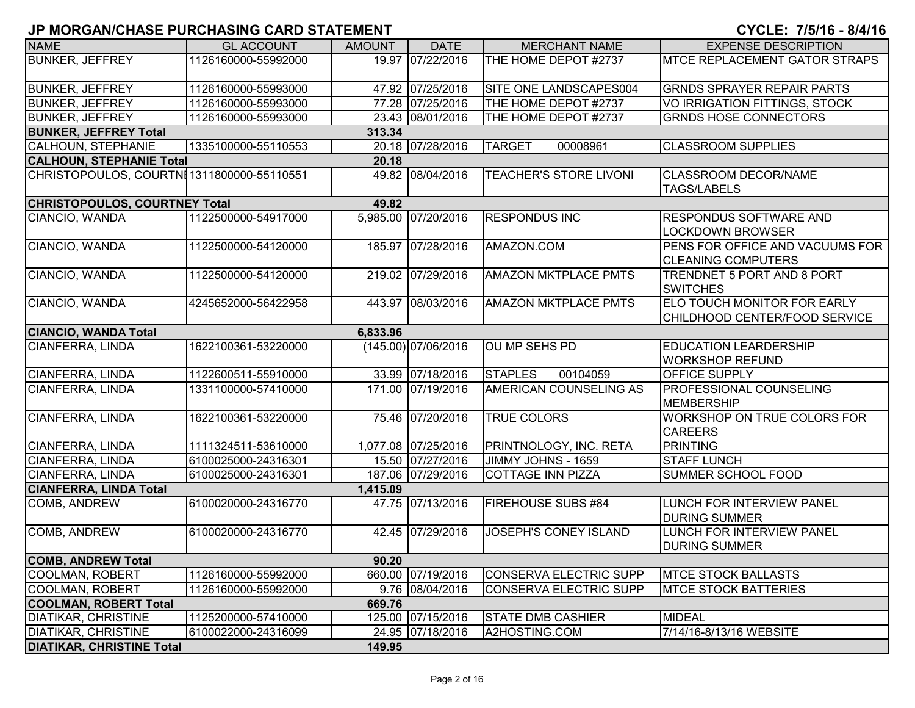# JP MORGAN/CHASE PURCHASING CARD STATEMENT

**CYCLE: 7/5/16 - 8/4/16**

| NAME | GL ACCOUNT | AMOUNT | DATE | MERCHANT NAME | EXPENSE DESCRIPTION |
|---|---|---|---|---|---|
| BUNKER, JEFFREY | 1126160000-55992000 | 19.97 | 07/22/2016 | THE HOME DEPOT #2737 | MTCE REPLACEMENT GATOR STRAPS |
| BUNKER, JEFFREY | 1126160000-55993000 | 47.92 | 07/25/2016 | SITE ONE LANDSCAPES004 | GRNDS SPRAYER REPAIR PARTS |
| BUNKER, JEFFREY | 1126160000-55993000 | 77.28 | 07/25/2016 | THE HOME DEPOT #2737 | VO IRRIGATION FITTINGS, STOCK |
| BUNKER, JEFFREY | 1126160000-55993000 | 23.43 | 08/01/2016 | THE HOME DEPOT #2737 | GRNDS HOSE CONNECTORS |
| **BUNKER, JEFFREY Total** | | **313.34** | | | |
| CALHOUN, STEPHANIE | 1335100000-55110553 | 20.18 | 07/28/2016 | TARGET 00008961 | CLASSROOM SUPPLIES |
| **CALHOUN, STEPHANIE Total** | | **20.18** | | | |
| CHRISTOPOULOS, COURTNI | 1311800000-55110551 | 49.82 | 08/04/2016 | TEACHER'S STORE LIVONI | CLASSROOM DECOR/NAME TAGS/LABELS |
| **CHRISTOPOULOS, COURTNEY Total** | | **49.82** | | | |
| CIANCIO, WANDA | 1122500000-54917000 | 5,985.00 | 07/20/2016 | RESPONDUS INC | RESPONDUS SOFTWARE AND LOCKDOWN BROWSER |
| CIANCIO, WANDA | 1122500000-54120000 | 185.97 | 07/28/2016 | AMAZON.COM | PENS FOR OFFICE AND VACUUMS FOR CLEANING COMPUTERS |
| CIANCIO, WANDA | 1122500000-54120000 | 219.02 | 07/29/2016 | AMAZON MKTPLACE PMTS | TRENDNET 5 PORT AND 8 PORT SWITCHES |
| CIANCIO, WANDA | 4245652000-56422958 | 443.97 | 08/03/2016 | AMAZON MKTPLACE PMTS | ELO TOUCH MONITOR FOR EARLY CHILDHOOD CENTER/FOOD SERVICE |
| **CIANCIO, WANDA Total** | | **6,833.96** | | | |
| CIANFERRA, LINDA | 1622100361-53220000 | (145.00) | 07/06/2016 | OU MP SEHS PD | EDUCATION LEARDERSHIP WORKSHOP REFUND |
| CIANFERRA, LINDA | 1122600511-55910000 | 33.99 | 07/18/2016 | STAPLES 00104059 | OFFICE SUPPLY |
| CIANFERRA, LINDA | 1331100000-57410000 | 171.00 | 07/19/2016 | AMERICAN COUNSELING AS | PROFESSIONAL COUNSELING MEMBERSHIP |
| CIANFERRA, LINDA | 1622100361-53220000 | 75.46 | 07/20/2016 | TRUE COLORS | WORKSHOP ON TRUE COLORS FOR CAREERS |
| CIANFERRA, LINDA | 1111324511-53610000 | 1,077.08 | 07/25/2016 | PRINTNOLOGY, INC. RETA | PRINTING |
| CIANFERRA, LINDA | 6100025000-24316301 | 15.50 | 07/27/2016 | JIMMY JOHNS - 1659 | STAFF LUNCH |
| CIANFERRA, LINDA | 6100025000-24316301 | 187.06 | 07/29/2016 | COTTAGE INN PIZZA | SUMMER SCHOOL FOOD |
| **CIANFERRA, LINDA Total** | | **1,415.09** | | | |
| COMB, ANDREW | 6100020000-24316770 | 47.75 | 07/13/2016 | FIREHOUSE SUBS #84 | LUNCH FOR INTERVIEW PANEL DURING SUMMER |
| COMB, ANDREW | 6100020000-24316770 | 42.45 | 07/29/2016 | JOSEPH'S CONEY ISLAND | LUNCH FOR INTERVIEW PANEL DURING SUMMER |
| **COMB, ANDREW Total** | | **90.20** | | | |
| COOLMAN, ROBERT | 1126160000-55992000 | 660.00 | 07/19/2016 | CONSERVA ELECTRIC SUPP | MTCE STOCK BALLASTS |
| COOLMAN, ROBERT | 1126160000-55992000 | 9.76 | 08/04/2016 | CONSERVA ELECTRIC SUPP | MTCE STOCK BATTERIES |
| **COOLMAN, ROBERT Total** | | **669.76** | | | |
| DIATIKAR, CHRISTINE | 1125200000-57410000 | 125.00 | 07/15/2016 | STATE DMB CASHIER | MIDEAL |
| DIATIKAR, CHRISTINE | 6100022000-24316099 | 24.95 | 07/18/2016 | A2HOSTING.COM | 7/14/16-8/13/16 WEBSITE |
| **DIATIKAR, CHRISTINE Total** | | **149.95** | | | |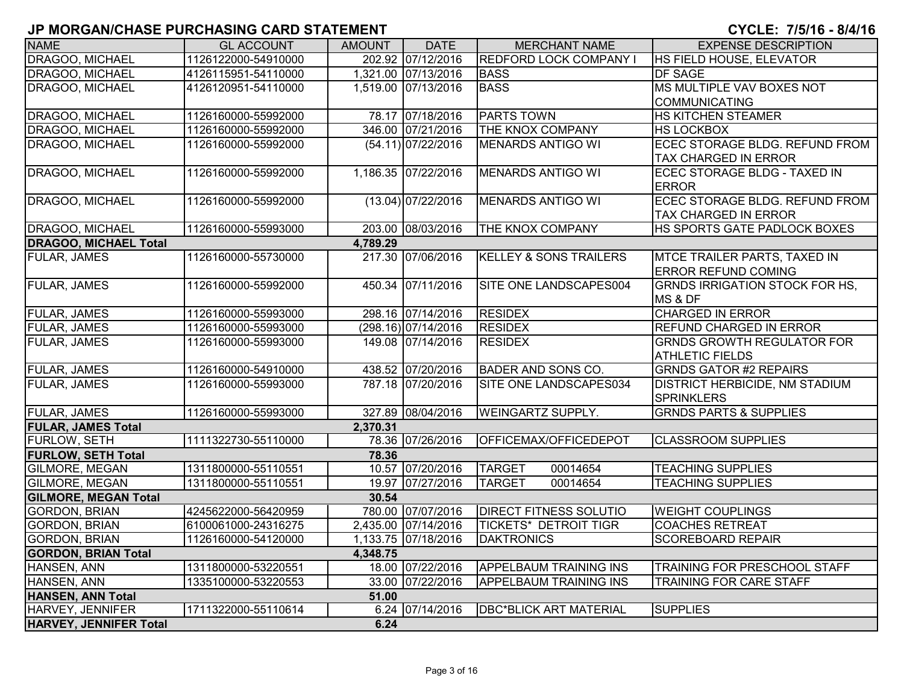# JP MORGAN/CHASE PURCHASING CARD STATEMENT

**CYCLE: 7/5/16 - 8/4/16**

| NAME | GL ACCOUNT | AMOUNT | DATE | MERCHANT NAME | EXPENSE DESCRIPTION |
|---|---|---|---|---|---|
| DRAGOO, MICHAEL | 1126122000-54910000 | 202.92 | 07/12/2016 | REDFORD LOCK COMPANY I | HS FIELD HOUSE, ELEVATOR |
| DRAGOO, MICHAEL | 4126115951-54110000 | 1,321.00 | 07/13/2016 | BASS | DF SAGE |
| DRAGOO, MICHAEL | 4126120951-54110000 | 1,519.00 | 07/13/2016 | BASS | MS MULTIPLE VAV BOXES NOT COMMUNICATING |
| DRAGOO, MICHAEL | 1126160000-55992000 | 78.17 | 07/18/2016 | PARTS TOWN | HS KITCHEN STEAMER |
| DRAGOO, MICHAEL | 1126160000-55992000 | 346.00 | 07/21/2016 | THE KNOX COMPANY | HS LOCKBOX |
| DRAGOO, MICHAEL | 1126160000-55992000 | (54.11) | 07/22/2016 | MENARDS ANTIGO WI | ECEC STORAGE BLDG. REFUND FROM TAX CHARGED IN ERROR |
| DRAGOO, MICHAEL | 1126160000-55992000 | 1,186.35 | 07/22/2016 | MENARDS ANTIGO WI | ECEC STORAGE BLDG - TAXED IN ERROR |
| DRAGOO, MICHAEL | 1126160000-55992000 | (13.04) | 07/22/2016 | MENARDS ANTIGO WI | ECEC STORAGE BLDG. REFUND FROM TAX CHARGED IN ERROR |
| DRAGOO, MICHAEL | 1126160000-55993000 | 203.00 | 08/03/2016 | THE KNOX COMPANY | HS SPORTS GATE PADLOCK BOXES |
| **DRAGOO, MICHAEL Total** | | **4,789.29** | | | |
| FULAR, JAMES | 1126160000-55730000 | 217.30 | 07/06/2016 | KELLEY & SONS TRAILERS | MTCE TRAILER PARTS, TAXED IN ERROR REFUND COMING |
| FULAR, JAMES | 1126160000-55992000 | 450.34 | 07/11/2016 | SITE ONE LANDSCAPES004 | GRNDS IRRIGATION STOCK FOR HS, MS & DF |
| FULAR, JAMES | 1126160000-55993000 | 298.16 | 07/14/2016 | RESIDEX | CHARGED IN ERROR |
| FULAR, JAMES | 1126160000-55993000 | (298.16) | 07/14/2016 | RESIDEX | REFUND CHARGED IN ERROR |
| FULAR, JAMES | 1126160000-55993000 | 149.08 | 07/14/2016 | RESIDEX | GRNDS GROWTH REGULATOR FOR ATHLETIC FIELDS |
| FULAR, JAMES | 1126160000-54910000 | 438.52 | 07/20/2016 | BADER AND SONS CO. | GRNDS GATOR #2 REPAIRS |
| FULAR, JAMES | 1126160000-55993000 | 787.18 | 07/20/2016 | SITE ONE LANDSCAPES034 | DISTRICT HERBICIDE, NM STADIUM SPRINKLERS |
| FULAR, JAMES | 1126160000-55993000 | 327.89 | 08/04/2016 | WEINGARTZ SUPPLY. | GRNDS PARTS & SUPPLIES |
| **FULAR, JAMES Total** | | **2,370.31** | | | |
| FURLOW, SETH | 1111322730-55110000 | 78.36 | 07/26/2016 | OFFICEMAX/OFFICEDEPOT | CLASSROOM SUPPLIES |
| **FURLOW, SETH Total** | | **78.36** | | | |
| GILMORE, MEGAN | 1311800000-55110551 | 10.57 | 07/20/2016 | TARGET 00014654 | TEACHING SUPPLIES |
| GILMORE, MEGAN | 1311800000-55110551 | 19.97 | 07/27/2016 | TARGET 00014654 | TEACHING SUPPLIES |
| **GILMORE, MEGAN Total** | | **30.54** | | | |
| GORDON, BRIAN | 4245622000-56420959 | 780.00 | 07/07/2016 | DIRECT FITNESS SOLUTIO | WEIGHT COUPLINGS |
| GORDON, BRIAN | 6100061000-24316275 | 2,435.00 | 07/14/2016 | TICKETS* DETROIT TIGR | COACHES RETREAT |
| GORDON, BRIAN | 1126160000-54120000 | 1,133.75 | 07/18/2016 | DAKTRONICS | SCOREBOARD REPAIR |
| **GORDON, BRIAN Total** | | **4,348.75** | | | |
| HANSEN, ANN | 1311800000-53220551 | 18.00 | 07/22/2016 | APPELBAUM TRAINING INS | TRAINING FOR PRESCHOOL STAFF |
| HANSEN, ANN | 1335100000-53220553 | 33.00 | 07/22/2016 | APPELBAUM TRAINING INS | TRAINING FOR CARE STAFF |
| **HANSEN, ANN Total** | | **51.00** | | | |
| HARVEY, JENNIFER | 1711322000-55110614 | 6.24 | 07/14/2016 | DBC*BLICK ART MATERIAL | SUPPLIES |
| **HARVEY, JENNIFER Total** | | **6.24** | | | |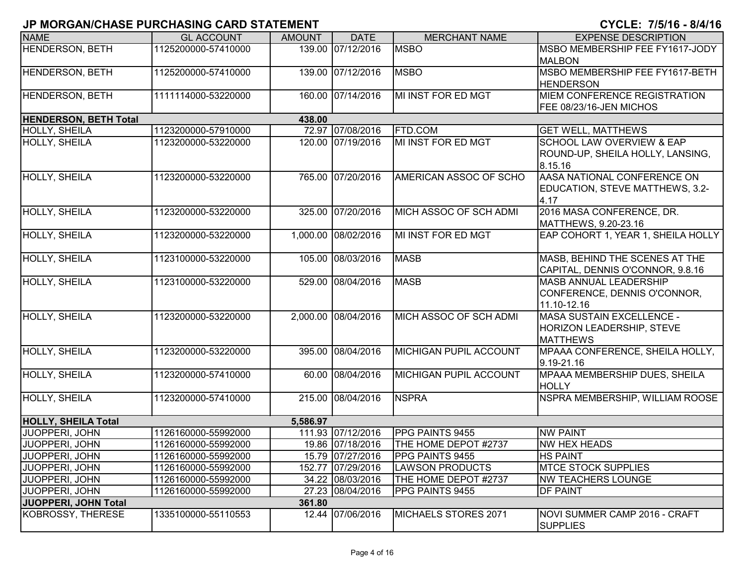# JP MORGAN/CHASE PURCHASING CARD STATEMENT

**CYCLE: 7/5/16 - 8/4/16**

| NAME | GL ACCOUNT | AMOUNT | DATE | MERCHANT NAME | EXPENSE DESCRIPTION |
|---|---|---|---|---|---|
| HENDERSON, BETH | 1125200000-57410000 | 139.00 | 07/12/2016 | MSBO | MSBO MEMBERSHIP FEE FY1617-JODY MALBON |
| HENDERSON, BETH | 1125200000-57410000 | 139.00 | 07/12/2016 | MSBO | MSBO MEMBERSHIP FEE FY1617-BETH HENDERSON |
| HENDERSON, BETH | 1111114000-53220000 | 160.00 | 07/14/2016 | MI INST FOR ED MGT | MIEM CONFERENCE REGISTRATION FEE 08/23/16-JEN MICHOS |
| **HENDERSON, BETH Total** | | **438.00** | | | |
| HOLLY, SHEILA | 1123200000-57910000 | 72.97 | 07/08/2016 | FTD.COM | GET WELL, MATTHEWS |
| HOLLY, SHEILA | 1123200000-53220000 | 120.00 | 07/19/2016 | MI INST FOR ED MGT | SCHOOL LAW OVERVIEW & EAP ROUND-UP, SHEILA HOLLY, LANSING, 8.15.16 |
| HOLLY, SHEILA | 1123200000-53220000 | 765.00 | 07/20/2016 | AMERICAN ASSOC OF SCHO | AASA NATIONAL CONFERENCE ON EDUCATION, STEVE MATTHEWS, 3.2-4.17 |
| HOLLY, SHEILA | 1123200000-53220000 | 325.00 | 07/20/2016 | MICH ASSOC OF SCH ADMI | 2016 MASA CONFERENCE, DR. MATTHEWS, 9.20-23.16 |
| HOLLY, SHEILA | 1123200000-53220000 | 1,000.00 | 08/02/2016 | MI INST FOR ED MGT | EAP COHORT 1, YEAR 1, SHEILA HOLLY |
| HOLLY, SHEILA | 1123100000-53220000 | 105.00 | 08/03/2016 | MASB | MASB, BEHIND THE SCENES AT THE CAPITAL, DENNIS O'CONNOR, 9.8.16 |
| HOLLY, SHEILA | 1123100000-53220000 | 529.00 | 08/04/2016 | MASB | MASB ANNUAL LEADERSHIP CONFERENCE, DENNIS O'CONNOR, 11.10-12.16 |
| HOLLY, SHEILA | 1123200000-53220000 | 2,000.00 | 08/04/2016 | MICH ASSOC OF SCH ADMI | MASA SUSTAIN EXCELLENCE - HORIZON LEADERSHIP, STEVE MATTHEWS |
| HOLLY, SHEILA | 1123200000-53220000 | 395.00 | 08/04/2016 | MICHIGAN PUPIL ACCOUNT | MPAAA CONFERENCE, SHEILA HOLLY, 9.19-21.16 |
| HOLLY, SHEILA | 1123200000-57410000 | 60.00 | 08/04/2016 | MICHIGAN PUPIL ACCOUNT | MPAAA MEMBERSHIP DUES, SHEILA HOLLY |
| HOLLY, SHEILA | 1123200000-57410000 | 215.00 | 08/04/2016 | NSPRA | NSPRA MEMBERSHIP, WILLIAM ROOSE |
| **HOLLY, SHEILA Total** | | **5,586.97** | | | |
| JUOPPERI, JOHN | 1126160000-55992000 | 111.93 | 07/12/2016 | PPG PAINTS 9455 | NW PAINT |
| JUOPPERI, JOHN | 1126160000-55992000 | 19.86 | 07/18/2016 | THE HOME DEPOT #2737 | NW HEX HEADS |
| JUOPPERI, JOHN | 1126160000-55992000 | 15.79 | 07/27/2016 | PPG PAINTS 9455 | HS PAINT |
| JUOPPERI, JOHN | 1126160000-55992000 | 152.77 | 07/29/2016 | LAWSON PRODUCTS | MTCE STOCK SUPPLIES |
| JUOPPERI, JOHN | 1126160000-55992000 | 34.22 | 08/03/2016 | THE HOME DEPOT #2737 | NW TEACHERS LOUNGE |
| JUOPPERI, JOHN | 1126160000-55992000 | 27.23 | 08/04/2016 | PPG PAINTS 9455 | DF PAINT |
| **JUOPPERI, JOHN Total** | | **361.80** | | | |
| KOBROSSY, THERESE | 1335100000-55110553 | 12.44 | 07/06/2016 | MICHAELS STORES 2071 | NOVI SUMMER CAMP 2016 - CRAFT SUPPLIES |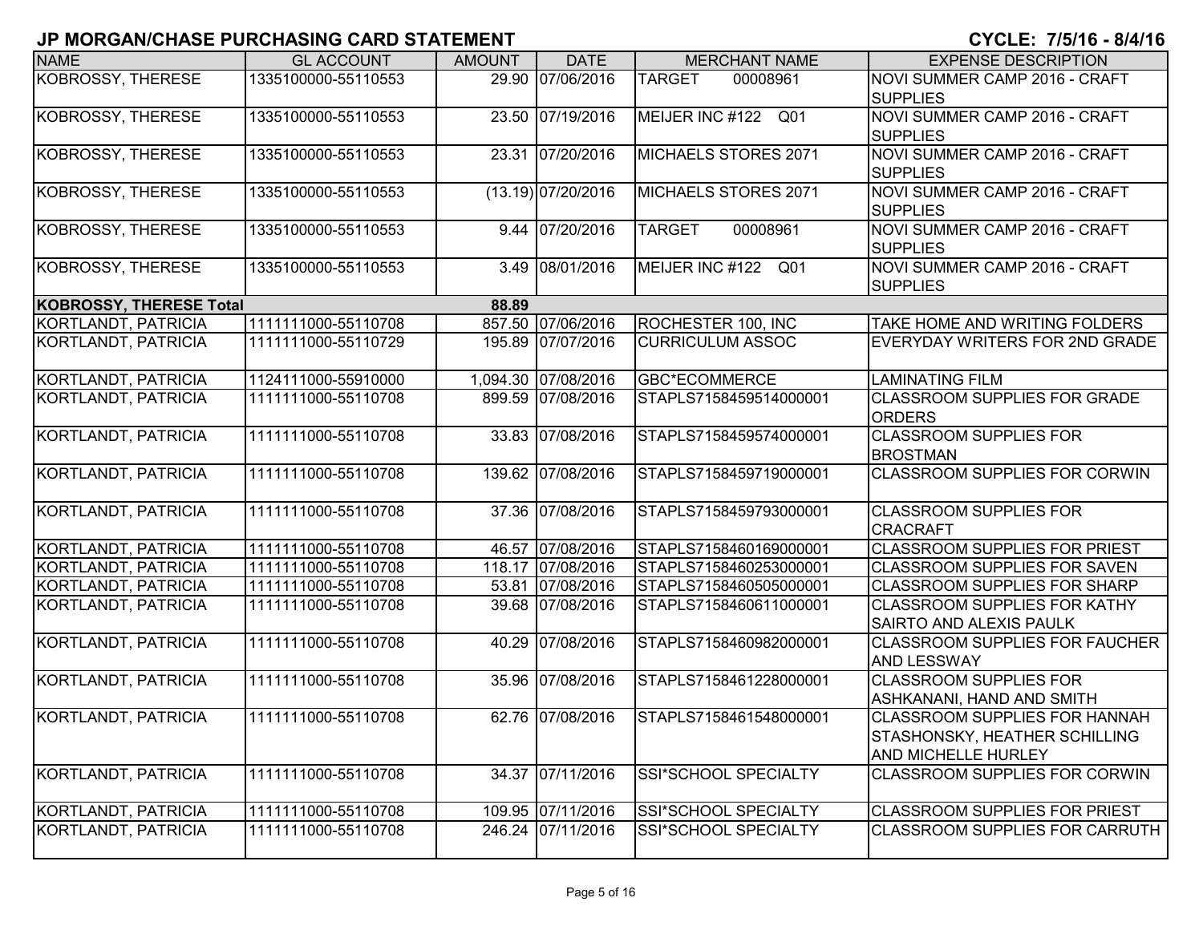## JP MORGAN/CHASE PURCHASING CARD STATEMENT

**CYCLE: 7/5/16 - 8/4/16**

| NAME | GL ACCOUNT | AMOUNT | DATE | MERCHANT NAME | EXPENSE DESCRIPTION |
|---|---|---|---|---|---|
| KOBROSSY, THERESE | 1335100000-55110553 | 29.90 | 07/06/2016 | TARGET 00008961 | NOVI SUMMER CAMP 2016 - CRAFT SUPPLIES |
| KOBROSSY, THERESE | 1335100000-55110553 | 23.50 | 07/19/2016 | MEIJER INC #122 Q01 | NOVI SUMMER CAMP 2016 - CRAFT SUPPLIES |
| KOBROSSY, THERESE | 1335100000-55110553 | 23.31 | 07/20/2016 | MICHAELS STORES 2071 | NOVI SUMMER CAMP 2016 - CRAFT SUPPLIES |
| KOBROSSY, THERESE | 1335100000-55110553 | (13.19) | 07/20/2016 | MICHAELS STORES 2071 | NOVI SUMMER CAMP 2016 - CRAFT SUPPLIES |
| KOBROSSY, THERESE | 1335100000-55110553 | 9.44 | 07/20/2016 | TARGET 00008961 | NOVI SUMMER CAMP 2016 - CRAFT SUPPLIES |
| KOBROSSY, THERESE | 1335100000-55110553 | 3.49 | 08/01/2016 | MEIJER INC #122 Q01 | NOVI SUMMER CAMP 2016 - CRAFT SUPPLIES |
| **KOBROSSY, THERESE Total** | | **88.89** | | | |
| KORTLANDT, PATRICIA | 1111111000-55110708 | 857.50 | 07/06/2016 | ROCHESTER 100, INC | TAKE HOME AND WRITING FOLDERS |
| KORTLANDT, PATRICIA | 1111111000-55110729 | 195.89 | 07/07/2016 | CURRICULUM ASSOC | EVERYDAY WRITERS FOR 2ND GRADE |
| KORTLANDT, PATRICIA | 1124111000-55910000 | 1,094.30 | 07/08/2016 | GBC*ECOMMERCE | LAMINATING FILM |
| KORTLANDT, PATRICIA | 1111111000-55110708 | 899.59 | 07/08/2016 | STAPLS7158459514000001 | CLASSROOM SUPPLIES FOR GRADE ORDERS |
| KORTLANDT, PATRICIA | 1111111000-55110708 | 33.83 | 07/08/2016 | STAPLS7158459574000001 | CLASSROOM SUPPLIES FOR BROSTMAN |
| KORTLANDT, PATRICIA | 1111111000-55110708 | 139.62 | 07/08/2016 | STAPLS7158459719000001 | CLASSROOM SUPPLIES FOR CORWIN |
| KORTLANDT, PATRICIA | 1111111000-55110708 | 37.36 | 07/08/2016 | STAPLS7158459793000001 | CLASSROOM SUPPLIES FOR CRACRAFT |
| KORTLANDT, PATRICIA | 1111111000-55110708 | 46.57 | 07/08/2016 | STAPLS7158460169000001 | CLASSROOM SUPPLIES FOR PRIEST |
| KORTLANDT, PATRICIA | 1111111000-55110708 | 118.17 | 07/08/2016 | STAPLS7158460253000001 | CLASSROOM SUPPLIES FOR SAVEN |
| KORTLANDT, PATRICIA | 1111111000-55110708 | 53.81 | 07/08/2016 | STAPLS7158460505000001 | CLASSROOM SUPPLIES FOR SHARP |
| KORTLANDT, PATRICIA | 1111111000-55110708 | 39.68 | 07/08/2016 | STAPLS7158460611000001 | CLASSROOM SUPPLIES FOR KATHY SAIRTO AND ALEXIS PAULK |
| KORTLANDT, PATRICIA | 1111111000-55110708 | 40.29 | 07/08/2016 | STAPLS7158460982000001 | CLASSROOM SUPPLIES FOR FAUCHER AND LESSWAY |
| KORTLANDT, PATRICIA | 1111111000-55110708 | 35.96 | 07/08/2016 | STAPLS7158461228000001 | CLASSROOM SUPPLIES FOR ASHKANANI, HAND AND SMITH |
| KORTLANDT, PATRICIA | 1111111000-55110708 | 62.76 | 07/08/2016 | STAPLS7158461548000001 | CLASSROOM SUPPLIES FOR HANNAH STASHONSKY, HEATHER SCHILLING AND MICHELLE HURLEY |
| KORTLANDT, PATRICIA | 1111111000-55110708 | 34.37 | 07/11/2016 | SSI*SCHOOL SPECIALTY | CLASSROOM SUPPLIES FOR CORWIN |
| KORTLANDT, PATRICIA | 1111111000-55110708 | 109.95 | 07/11/2016 | SSI*SCHOOL SPECIALTY | CLASSROOM SUPPLIES FOR PRIEST |
| KORTLANDT, PATRICIA | 1111111000-55110708 | 246.24 | 07/11/2016 | SSI*SCHOOL SPECIALTY | CLASSROOM SUPPLIES FOR CARRUTH |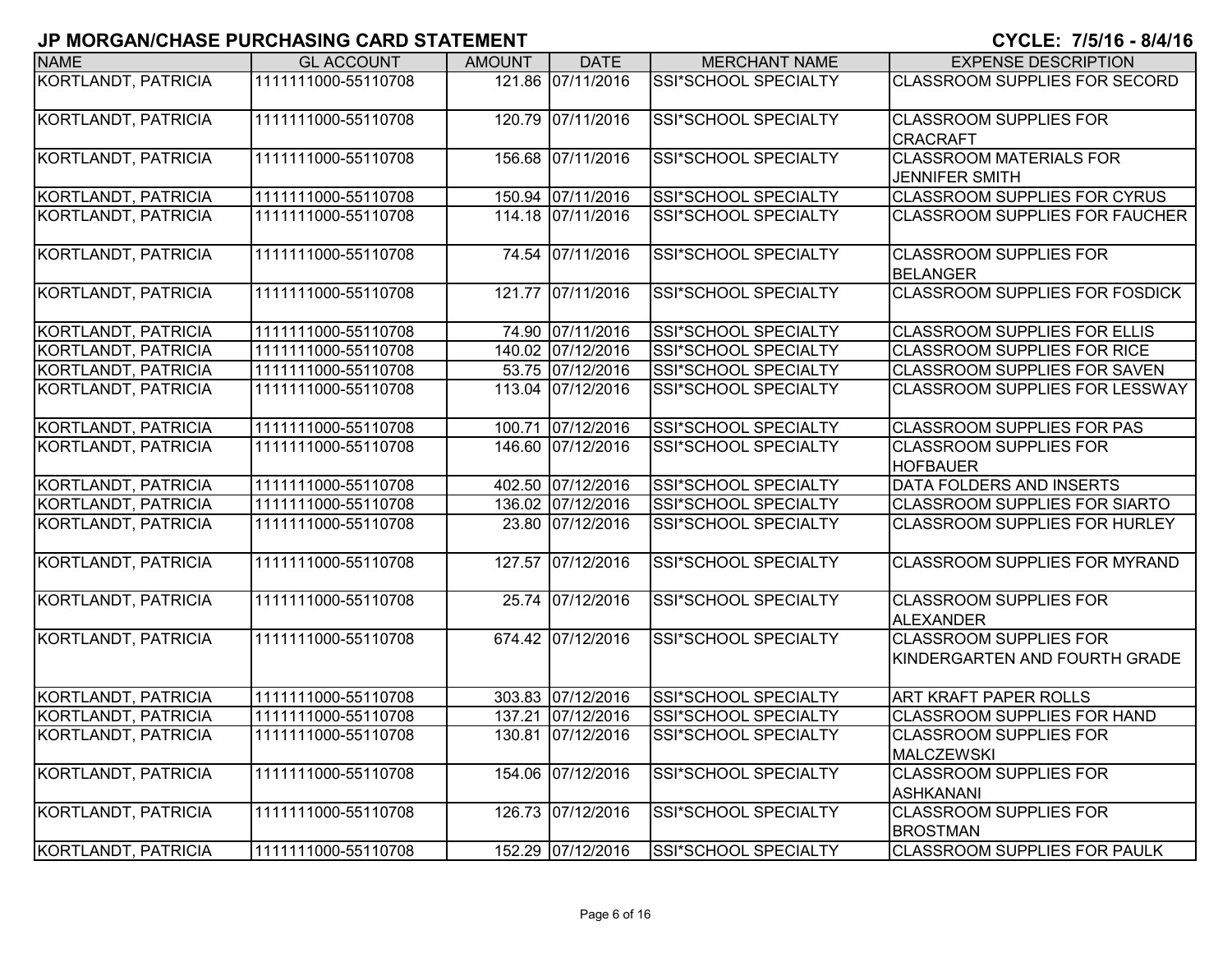## JP MORGAN/CHASE PURCHASING CARD STATEMENT

**CYCLE: 7/5/16 - 8/4/16**

| NAME | GL ACCOUNT | AMOUNT | DATE | MERCHANT NAME | EXPENSE DESCRIPTION |
|---|---|---|---|---|---|
| KORTLANDT, PATRICIA | 1111111000-55110708 | 121.86 | 07/11/2016 | SSI*SCHOOL SPECIALTY | CLASSROOM SUPPLIES FOR SECORD |
| KORTLANDT, PATRICIA | 1111111000-55110708 | 120.79 | 07/11/2016 | SSI*SCHOOL SPECIALTY | CLASSROOM SUPPLIES FOR CRACRAFT |
| KORTLANDT, PATRICIA | 1111111000-55110708 | 156.68 | 07/11/2016 | SSI*SCHOOL SPECIALTY | CLASSROOM MATERIALS FOR JENNIFER SMITH |
| KORTLANDT, PATRICIA | 1111111000-55110708 | 150.94 | 07/11/2016 | SSI*SCHOOL SPECIALTY | CLASSROOM SUPPLIES FOR CYRUS |
| KORTLANDT, PATRICIA | 1111111000-55110708 | 114.18 | 07/11/2016 | SSI*SCHOOL SPECIALTY | CLASSROOM SUPPLIES FOR FAUCHER |
| KORTLANDT, PATRICIA | 1111111000-55110708 | 74.54 | 07/11/2016 | SSI*SCHOOL SPECIALTY | CLASSROOM SUPPLIES FOR BELANGER |
| KORTLANDT, PATRICIA | 1111111000-55110708 | 121.77 | 07/11/2016 | SSI*SCHOOL SPECIALTY | CLASSROOM SUPPLIES FOR FOSDICK |
| KORTLANDT, PATRICIA | 1111111000-55110708 | 74.90 | 07/11/2016 | SSI*SCHOOL SPECIALTY | CLASSROOM SUPPLIES FOR ELLIS |
| KORTLANDT, PATRICIA | 1111111000-55110708 | 140.02 | 07/12/2016 | SSI*SCHOOL SPECIALTY | CLASSROOM SUPPLIES FOR RICE |
| KORTLANDT, PATRICIA | 1111111000-55110708 | 53.75 | 07/12/2016 | SSI*SCHOOL SPECIALTY | CLASSROOM SUPPLIES FOR SAVEN |
| KORTLANDT, PATRICIA | 1111111000-55110708 | 113.04 | 07/12/2016 | SSI*SCHOOL SPECIALTY | CLASSROOM SUPPLIES FOR LESSWAY |
| KORTLANDT, PATRICIA | 1111111000-55110708 | 100.71 | 07/12/2016 | SSI*SCHOOL SPECIALTY | CLASSROOM SUPPLIES FOR PAS |
| KORTLANDT, PATRICIA | 1111111000-55110708 | 146.60 | 07/12/2016 | SSI*SCHOOL SPECIALTY | CLASSROOM SUPPLIES FOR HOFBAUER |
| KORTLANDT, PATRICIA | 1111111000-55110708 | 402.50 | 07/12/2016 | SSI*SCHOOL SPECIALTY | DATA FOLDERS AND INSERTS |
| KORTLANDT, PATRICIA | 1111111000-55110708 | 136.02 | 07/12/2016 | SSI*SCHOOL SPECIALTY | CLASSROOM SUPPLIES FOR SIARTO |
| KORTLANDT, PATRICIA | 1111111000-55110708 | 23.80 | 07/12/2016 | SSI*SCHOOL SPECIALTY | CLASSROOM SUPPLIES FOR HURLEY |
| KORTLANDT, PATRICIA | 1111111000-55110708 | 127.57 | 07/12/2016 | SSI*SCHOOL SPECIALTY | CLASSROOM SUPPLIES FOR MYRAND |
| KORTLANDT, PATRICIA | 1111111000-55110708 | 25.74 | 07/12/2016 | SSI*SCHOOL SPECIALTY | CLASSROOM SUPPLIES FOR ALEXANDER |
| KORTLANDT, PATRICIA | 1111111000-55110708 | 674.42 | 07/12/2016 | SSI*SCHOOL SPECIALTY | CLASSROOM SUPPLIES FOR KINDERGARTEN AND FOURTH GRADE |
| KORTLANDT, PATRICIA | 1111111000-55110708 | 303.83 | 07/12/2016 | SSI*SCHOOL SPECIALTY | ART KRAFT PAPER ROLLS |
| KORTLANDT, PATRICIA | 1111111000-55110708 | 137.21 | 07/12/2016 | SSI*SCHOOL SPECIALTY | CLASSROOM SUPPLIES FOR HAND |
| KORTLANDT, PATRICIA | 1111111000-55110708 | 130.81 | 07/12/2016 | SSI*SCHOOL SPECIALTY | CLASSROOM SUPPLIES FOR MALCZEWSKI |
| KORTLANDT, PATRICIA | 1111111000-55110708 | 154.06 | 07/12/2016 | SSI*SCHOOL SPECIALTY | CLASSROOM SUPPLIES FOR ASHKANANI |
| KORTLANDT, PATRICIA | 1111111000-55110708 | 126.73 | 07/12/2016 | SSI*SCHOOL SPECIALTY | CLASSROOM SUPPLIES FOR BROSTMAN |
| KORTLANDT, PATRICIA | 1111111000-55110708 | 152.29 | 07/12/2016 | SSI*SCHOOL SPECIALTY | CLASSROOM SUPPLIES FOR PAULK |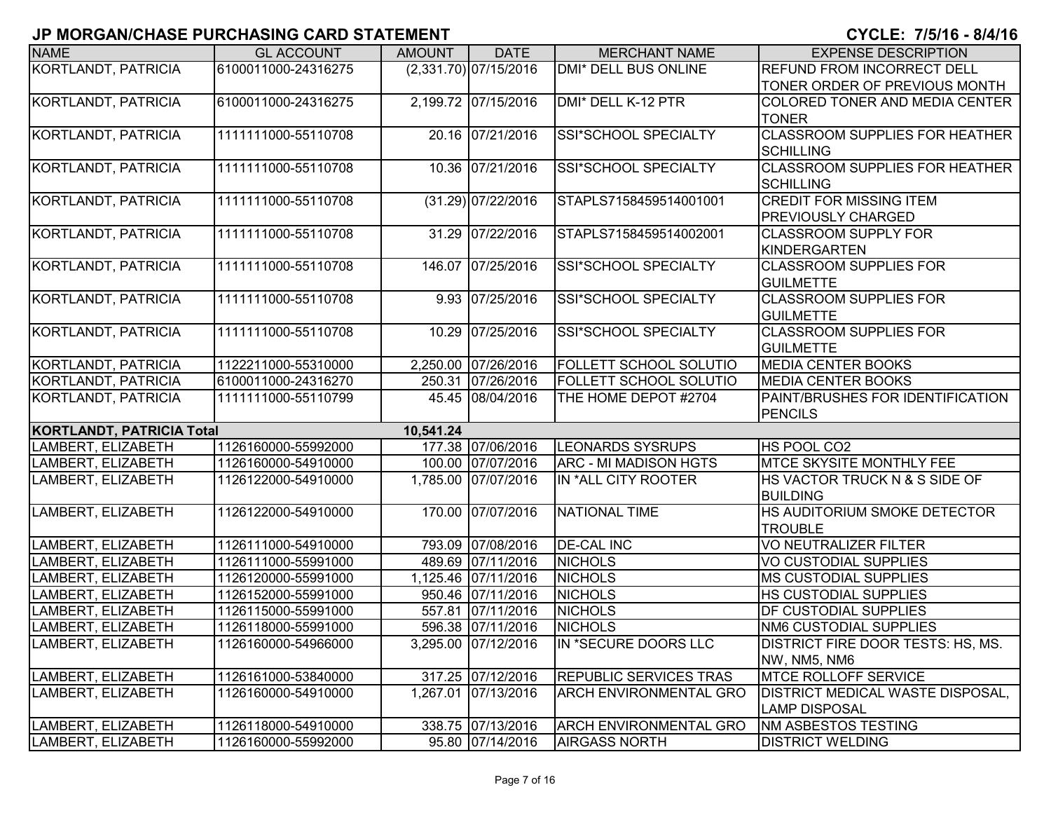# JP MORGAN/CHASE PURCHASING CARD STATEMENT

**CYCLE: 7/5/16 - 8/4/16**

| NAME | GL ACCOUNT | AMOUNT | DATE | MERCHANT NAME | EXPENSE DESCRIPTION |
|---|---|---|---|---|---|
| KORTLANDT, PATRICIA | 6100011000-24316275 | (2,331.70) | 07/15/2016 | DMI* DELL BUS ONLINE | REFUND FROM INCORRECT DELL TONER ORDER OF PREVIOUS MONTH |
| KORTLANDT, PATRICIA | 6100011000-24316275 | 2,199.72 | 07/15/2016 | DMI* DELL K-12 PTR | COLORED TONER AND MEDIA CENTER TONER |
| KORTLANDT, PATRICIA | 1111111000-55110708 | 20.16 | 07/21/2016 | SSI*SCHOOL SPECIALTY | CLASSROOM SUPPLIES FOR HEATHER SCHILLING |
| KORTLANDT, PATRICIA | 1111111000-55110708 | 10.36 | 07/21/2016 | SSI*SCHOOL SPECIALTY | CLASSROOM SUPPLIES FOR HEATHER SCHILLING |
| KORTLANDT, PATRICIA | 1111111000-55110708 | (31.29) | 07/22/2016 | STAPLS7158459514001001 | CREDIT FOR MISSING ITEM PREVIOUSLY CHARGED |
| KORTLANDT, PATRICIA | 1111111000-55110708 | 31.29 | 07/22/2016 | STAPLS7158459514002001 | CLASSROOM SUPPLY FOR KINDERGARTEN |
| KORTLANDT, PATRICIA | 1111111000-55110708 | 146.07 | 07/25/2016 | SSI*SCHOOL SPECIALTY | CLASSROOM SUPPLIES FOR GUILMETTE |
| KORTLANDT, PATRICIA | 1111111000-55110708 | 9.93 | 07/25/2016 | SSI*SCHOOL SPECIALTY | CLASSROOM SUPPLIES FOR GUILMETTE |
| KORTLANDT, PATRICIA | 1111111000-55110708 | 10.29 | 07/25/2016 | SSI*SCHOOL SPECIALTY | CLASSROOM SUPPLIES FOR GUILMETTE |
| KORTLANDT, PATRICIA | 1122211000-55310000 | 2,250.00 | 07/26/2016 | FOLLETT SCHOOL SOLUTIO | MEDIA CENTER BOOKS |
| KORTLANDT, PATRICIA | 6100011000-24316270 | 250.31 | 07/26/2016 | FOLLETT SCHOOL SOLUTIO | MEDIA CENTER BOOKS |
| KORTLANDT, PATRICIA | 1111111000-55110799 | 45.45 | 08/04/2016 | THE HOME DEPOT #2704 | PAINT/BRUSHES FOR IDENTIFICATION PENCILS |
| **KORTLANDT, PATRICIA Total** | | **10,541.24** | | | |
| LAMBERT, ELIZABETH | 1126160000-55992000 | 177.38 | 07/06/2016 | LEONARDS SYSRUPS | HS POOL CO2 |
| LAMBERT, ELIZABETH | 1126160000-54910000 | 100.00 | 07/07/2016 | ARC - MI MADISON HGTS | MTCE SKYSITE MONTHLY FEE |
| LAMBERT, ELIZABETH | 1126122000-54910000 | 1,785.00 | 07/07/2016 | IN *ALL CITY ROOTER | HS VACTOR TRUCK N & S SIDE OF BUILDING |
| LAMBERT, ELIZABETH | 1126122000-54910000 | 170.00 | 07/07/2016 | NATIONAL TIME | HS AUDITORIUM SMOKE DETECTOR TROUBLE |
| LAMBERT, ELIZABETH | 1126111000-54910000 | 793.09 | 07/08/2016 | DE-CAL INC | VO NEUTRALIZER FILTER |
| LAMBERT, ELIZABETH | 1126111000-55991000 | 489.69 | 07/11/2016 | NICHOLS | VO CUSTODIAL SUPPLIES |
| LAMBERT, ELIZABETH | 1126120000-55991000 | 1,125.46 | 07/11/2016 | NICHOLS | MS CUSTODIAL SUPPLIES |
| LAMBERT, ELIZABETH | 1126152000-55991000 | 950.46 | 07/11/2016 | NICHOLS | HS CUSTODIAL SUPPLIES |
| LAMBERT, ELIZABETH | 1126115000-55991000 | 557.81 | 07/11/2016 | NICHOLS | DF CUSTODIAL SUPPLIES |
| LAMBERT, ELIZABETH | 1126118000-55991000 | 596.38 | 07/11/2016 | NICHOLS | NM6 CUSTODIAL SUPPLIES |
| LAMBERT, ELIZABETH | 1126160000-54966000 | 3,295.00 | 07/12/2016 | IN *SECURE DOORS LLC | DISTRICT FIRE DOOR TESTS: HS, MS. NW, NM5, NM6 |
| LAMBERT, ELIZABETH | 1126161000-53840000 | 317.25 | 07/12/2016 | REPUBLIC SERVICES TRAS | MTCE ROLLOFF SERVICE |
| LAMBERT, ELIZABETH | 1126160000-54910000 | 1,267.01 | 07/13/2016 | ARCH ENVIRONMENTAL GRO | DISTRICT MEDICAL WASTE DISPOSAL, LAMP DISPOSAL |
| LAMBERT, ELIZABETH | 1126118000-54910000 | 338.75 | 07/13/2016 | ARCH ENVIRONMENTAL GRO | NM ASBESTOS TESTING |
| LAMBERT, ELIZABETH | 1126160000-55992000 | 95.80 | 07/14/2016 | AIRGASS NORTH | DISTRICT WELDING |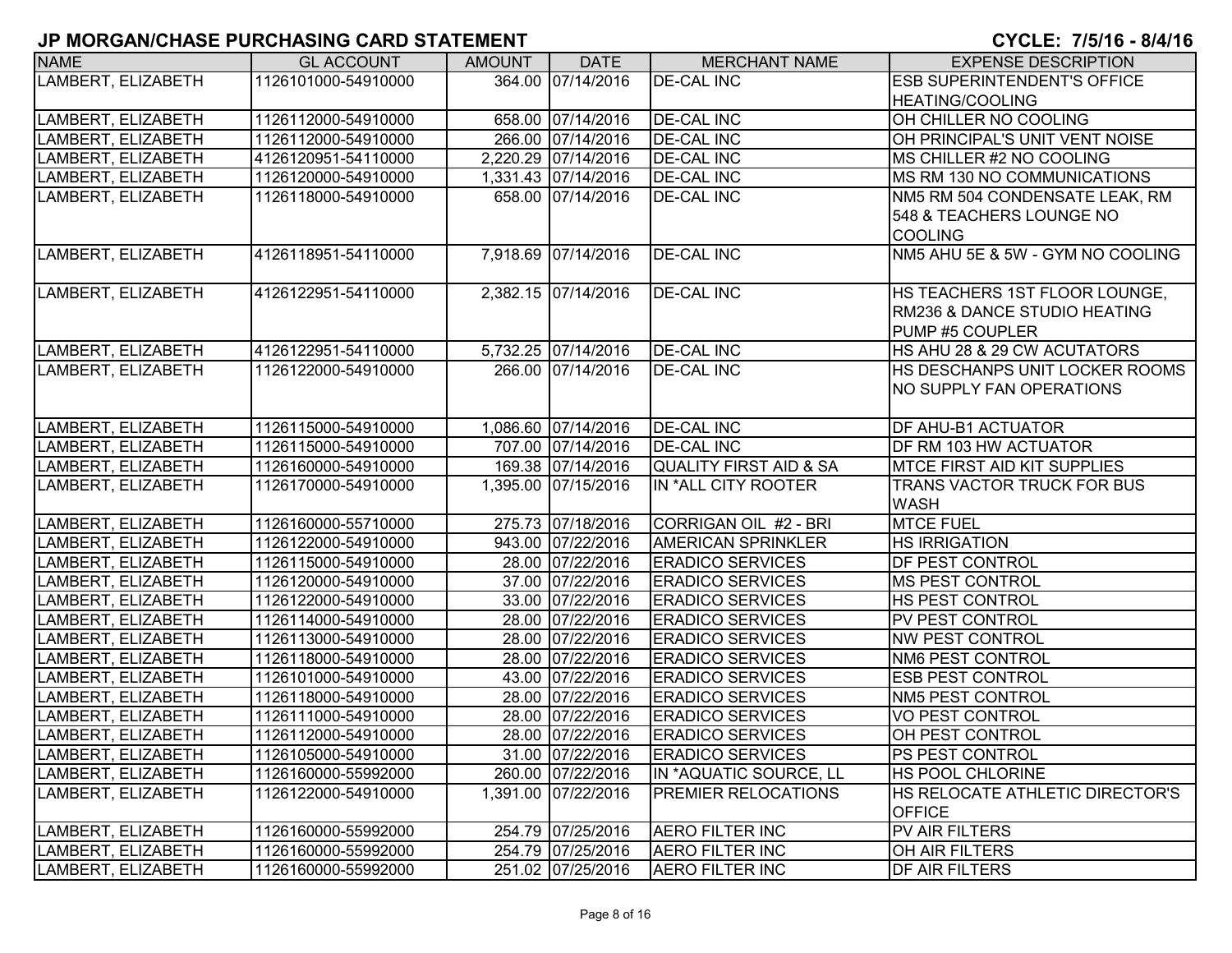# JP MORGAN/CHASE PURCHASING CARD STATEMENT

**CYCLE: 7/5/16 - 8/4/16**

| NAME | GL ACCOUNT | AMOUNT | DATE | MERCHANT NAME | EXPENSE DESCRIPTION |
|---|---|---|---|---|---|
| LAMBERT, ELIZABETH | 1126101000-54910000 | 364.00 | 07/14/2016 | DE-CAL INC | ESB SUPERINTENDENT'S OFFICE HEATING/COOLING |
| LAMBERT, ELIZABETH | 1126112000-54910000 | 658.00 | 07/14/2016 | DE-CAL INC | OH CHILLER NO COOLING |
| LAMBERT, ELIZABETH | 1126112000-54910000 | 266.00 | 07/14/2016 | DE-CAL INC | OH PRINCIPAL'S UNIT VENT NOISE |
| LAMBERT, ELIZABETH | 4126120951-54110000 | 2,220.29 | 07/14/2016 | DE-CAL INC | MS CHILLER #2 NO COOLING |
| LAMBERT, ELIZABETH | 1126120000-54910000 | 1,331.43 | 07/14/2016 | DE-CAL INC | MS RM 130 NO COMMUNICATIONS |
| LAMBERT, ELIZABETH | 1126118000-54910000 | 658.00 | 07/14/2016 | DE-CAL INC | NM5 RM 504 CONDENSATE LEAK, RM 548 & TEACHERS LOUNGE NO COOLING |
| LAMBERT, ELIZABETH | 4126118951-54110000 | 7,918.69 | 07/14/2016 | DE-CAL INC | NM5 AHU 5E & 5W - GYM NO COOLING |
| LAMBERT, ELIZABETH | 4126122951-54110000 | 2,382.15 | 07/14/2016 | DE-CAL INC | HS TEACHERS 1ST FLOOR LOUNGE, RM236 & DANCE STUDIO HEATING PUMP #5 COUPLER |
| LAMBERT, ELIZABETH | 4126122951-54110000 | 5,732.25 | 07/14/2016 | DE-CAL INC | HS AHU 28 & 29 CW ACUTATORS |
| LAMBERT, ELIZABETH | 1126122000-54910000 | 266.00 | 07/14/2016 | DE-CAL INC | HS DESCHANPS UNIT LOCKER ROOMS NO SUPPLY FAN OPERATIONS |
| LAMBERT, ELIZABETH | 1126115000-54910000 | 1,086.60 | 07/14/2016 | DE-CAL INC | DF AHU-B1 ACTUATOR |
| LAMBERT, ELIZABETH | 1126115000-54910000 | 707.00 | 07/14/2016 | DE-CAL INC | DF RM 103 HW ACTUATOR |
| LAMBERT, ELIZABETH | 1126160000-54910000 | 169.38 | 07/14/2016 | QUALITY FIRST AID & SA | MTCE FIRST AID KIT SUPPLIES |
| LAMBERT, ELIZABETH | 1126170000-54910000 | 1,395.00 | 07/15/2016 | IN *ALL CITY ROOTER | TRANS VACTOR TRUCK FOR BUS WASH |
| LAMBERT, ELIZABETH | 1126160000-55710000 | 275.73 | 07/18/2016 | CORRIGAN OIL #2 - BRI | MTCE FUEL |
| LAMBERT, ELIZABETH | 1126122000-54910000 | 943.00 | 07/22/2016 | AMERICAN SPRINKLER | HS IRRIGATION |
| LAMBERT, ELIZABETH | 1126115000-54910000 | 28.00 | 07/22/2016 | ERADICO SERVICES | DF PEST CONTROL |
| LAMBERT, ELIZABETH | 1126120000-54910000 | 37.00 | 07/22/2016 | ERADICO SERVICES | MS PEST CONTROL |
| LAMBERT, ELIZABETH | 1126122000-54910000 | 33.00 | 07/22/2016 | ERADICO SERVICES | HS PEST CONTROL |
| LAMBERT, ELIZABETH | 1126114000-54910000 | 28.00 | 07/22/2016 | ERADICO SERVICES | PV PEST CONTROL |
| LAMBERT, ELIZABETH | 1126113000-54910000 | 28.00 | 07/22/2016 | ERADICO SERVICES | NW PEST CONTROL |
| LAMBERT, ELIZABETH | 1126118000-54910000 | 28.00 | 07/22/2016 | ERADICO SERVICES | NM6 PEST CONTROL |
| LAMBERT, ELIZABETH | 1126101000-54910000 | 43.00 | 07/22/2016 | ERADICO SERVICES | ESB PEST CONTROL |
| LAMBERT, ELIZABETH | 1126118000-54910000 | 28.00 | 07/22/2016 | ERADICO SERVICES | NM5 PEST CONTROL |
| LAMBERT, ELIZABETH | 1126111000-54910000 | 28.00 | 07/22/2016 | ERADICO SERVICES | VO PEST CONTROL |
| LAMBERT, ELIZABETH | 1126112000-54910000 | 28.00 | 07/22/2016 | ERADICO SERVICES | OH PEST CONTROL |
| LAMBERT, ELIZABETH | 1126105000-54910000 | 31.00 | 07/22/2016 | ERADICO SERVICES | PS PEST CONTROL |
| LAMBERT, ELIZABETH | 1126160000-55992000 | 260.00 | 07/22/2016 | IN *AQUATIC SOURCE, LL | HS POOL CHLORINE |
| LAMBERT, ELIZABETH | 1126122000-54910000 | 1,391.00 | 07/22/2016 | PREMIER RELOCATIONS | HS RELOCATE ATHLETIC DIRECTOR'S OFFICE |
| LAMBERT, ELIZABETH | 1126160000-55992000 | 254.79 | 07/25/2016 | AERO FILTER INC | PV AIR FILTERS |
| LAMBERT, ELIZABETH | 1126160000-55992000 | 254.79 | 07/25/2016 | AERO FILTER INC | OH AIR FILTERS |
| LAMBERT, ELIZABETH | 1126160000-55992000 | 251.02 | 07/25/2016 | AERO FILTER INC | DF AIR FILTERS |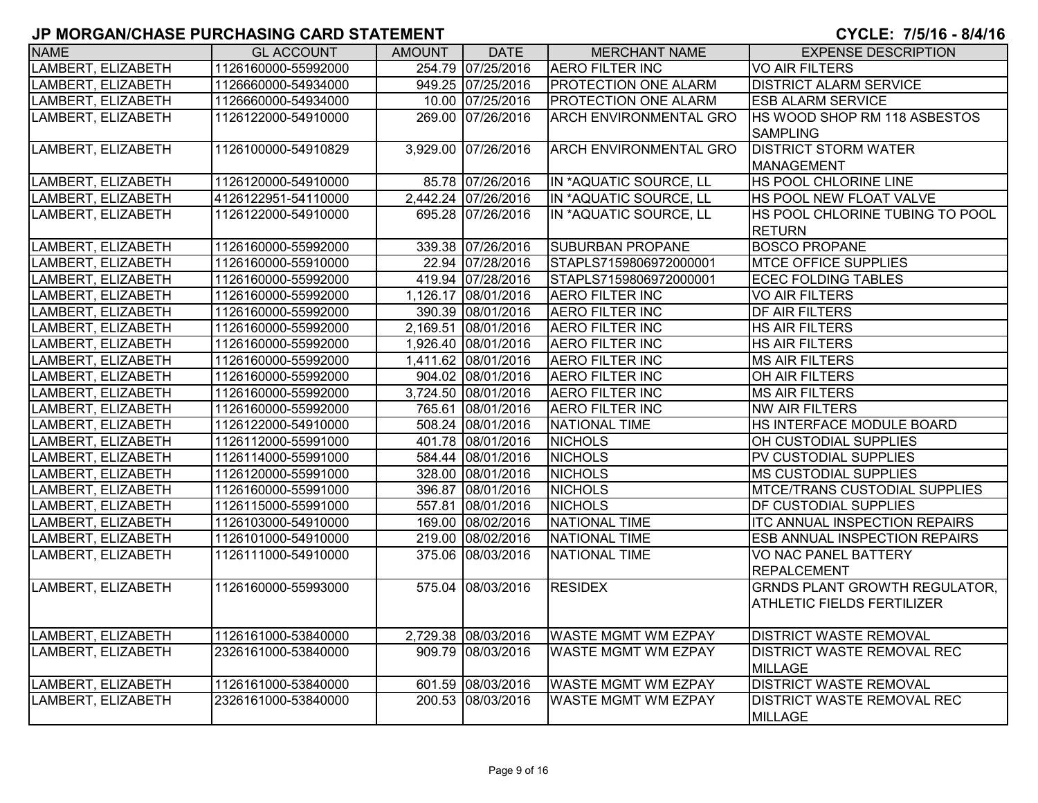## JP MORGAN/CHASE PURCHASING CARD STATEMENT

**CYCLE: 7/5/16 - 8/4/16**

| NAME | GL ACCOUNT | AMOUNT | DATE | MERCHANT NAME | EXPENSE DESCRIPTION |
|---|---|---|---|---|---|
| LAMBERT, ELIZABETH | 1126160000-55992000 | 254.79 | 07/25/2016 | AERO FILTER INC | VO AIR FILTERS |
| LAMBERT, ELIZABETH | 1126660000-54934000 | 949.25 | 07/25/2016 | PROTECTION ONE ALARM | DISTRICT ALARM SERVICE |
| LAMBERT, ELIZABETH | 1126660000-54934000 | 10.00 | 07/25/2016 | PROTECTION ONE ALARM | ESB ALARM SERVICE |
| LAMBERT, ELIZABETH | 1126122000-54910000 | 269.00 | 07/26/2016 | ARCH ENVIRONMENTAL GRO | HS WOOD SHOP RM 118 ASBESTOS SAMPLING |
| LAMBERT, ELIZABETH | 1126100000-54910829 | 3,929.00 | 07/26/2016 | ARCH ENVIRONMENTAL GRO | DISTRICT STORM WATER MANAGEMENT |
| LAMBERT, ELIZABETH | 1126120000-54910000 | 85.78 | 07/26/2016 | IN *AQUATIC SOURCE, LL | HS POOL CHLORINE LINE |
| LAMBERT, ELIZABETH | 4126122951-54110000 | 2,442.24 | 07/26/2016 | IN *AQUATIC SOURCE, LL | HS POOL NEW FLOAT VALVE |
| LAMBERT, ELIZABETH | 1126122000-54910000 | 695.28 | 07/26/2016 | IN *AQUATIC SOURCE, LL | HS POOL CHLORINE TUBING TO POOL RETURN |
| LAMBERT, ELIZABETH | 1126160000-55992000 | 339.38 | 07/26/2016 | SUBURBAN PROPANE | BOSCO PROPANE |
| LAMBERT, ELIZABETH | 1126160000-55910000 | 22.94 | 07/28/2016 | STAPLS7159806972000001 | MTCE OFFICE SUPPLIES |
| LAMBERT, ELIZABETH | 1126160000-55992000 | 419.94 | 07/28/2016 | STAPLS7159806972000001 | ECEC FOLDING TABLES |
| LAMBERT, ELIZABETH | 1126160000-55992000 | 1,126.17 | 08/01/2016 | AERO FILTER INC | VO AIR FILTERS |
| LAMBERT, ELIZABETH | 1126160000-55992000 | 390.39 | 08/01/2016 | AERO FILTER INC | DF AIR FILTERS |
| LAMBERT, ELIZABETH | 1126160000-55992000 | 2,169.51 | 08/01/2016 | AERO FILTER INC | HS AIR FILTERS |
| LAMBERT, ELIZABETH | 1126160000-55992000 | 1,926.40 | 08/01/2016 | AERO FILTER INC | HS AIR FILTERS |
| LAMBERT, ELIZABETH | 1126160000-55992000 | 1,411.62 | 08/01/2016 | AERO FILTER INC | MS AIR FILTERS |
| LAMBERT, ELIZABETH | 1126160000-55992000 | 904.02 | 08/01/2016 | AERO FILTER INC | OH AIR FILTERS |
| LAMBERT, ELIZABETH | 1126160000-55992000 | 3,724.50 | 08/01/2016 | AERO FILTER INC | MS AIR FILTERS |
| LAMBERT, ELIZABETH | 1126160000-55992000 | 765.61 | 08/01/2016 | AERO FILTER INC | NW AIR FILTERS |
| LAMBERT, ELIZABETH | 1126122000-54910000 | 508.24 | 08/01/2016 | NATIONAL TIME | HS INTERFACE MODULE BOARD |
| LAMBERT, ELIZABETH | 1126112000-55991000 | 401.78 | 08/01/2016 | NICHOLS | OH CUSTODIAL SUPPLIES |
| LAMBERT, ELIZABETH | 1126114000-55991000 | 584.44 | 08/01/2016 | NICHOLS | PV CUSTODIAL SUPPLIES |
| LAMBERT, ELIZABETH | 1126120000-55991000 | 328.00 | 08/01/2016 | NICHOLS | MS CUSTODIAL SUPPLIES |
| LAMBERT, ELIZABETH | 1126160000-55991000 | 396.87 | 08/01/2016 | NICHOLS | MTCE/TRANS CUSTODIAL SUPPLIES |
| LAMBERT, ELIZABETH | 1126115000-55991000 | 557.81 | 08/01/2016 | NICHOLS | DF CUSTODIAL SUPPLIES |
| LAMBERT, ELIZABETH | 1126103000-54910000 | 169.00 | 08/02/2016 | NATIONAL TIME | ITC ANNUAL INSPECTION REPAIRS |
| LAMBERT, ELIZABETH | 1126101000-54910000 | 219.00 | 08/02/2016 | NATIONAL TIME | ESB ANNUAL INSPECTION REPAIRS |
| LAMBERT, ELIZABETH | 1126111000-54910000 | 375.06 | 08/03/2016 | NATIONAL TIME | VO NAC PANEL BATTERY REPALCEMENT |
| LAMBERT, ELIZABETH | 1126160000-55993000 | 575.04 | 08/03/2016 | RESIDEX | GRNDS PLANT GROWTH REGULATOR, ATHLETIC FIELDS FERTILIZER |
| LAMBERT, ELIZABETH | 1126161000-53840000 | 2,729.38 | 08/03/2016 | WASTE MGMT WM EZPAY | DISTRICT WASTE REMOVAL |
| LAMBERT, ELIZABETH | 2326161000-53840000 | 909.79 | 08/03/2016 | WASTE MGMT WM EZPAY | DISTRICT WASTE REMOVAL REC MILLAGE |
| LAMBERT, ELIZABETH | 1126161000-53840000 | 601.59 | 08/03/2016 | WASTE MGMT WM EZPAY | DISTRICT WASTE REMOVAL |
| LAMBERT, ELIZABETH | 2326161000-53840000 | 200.53 | 08/03/2016 | WASTE MGMT WM EZPAY | DISTRICT WASTE REMOVAL REC MILLAGE |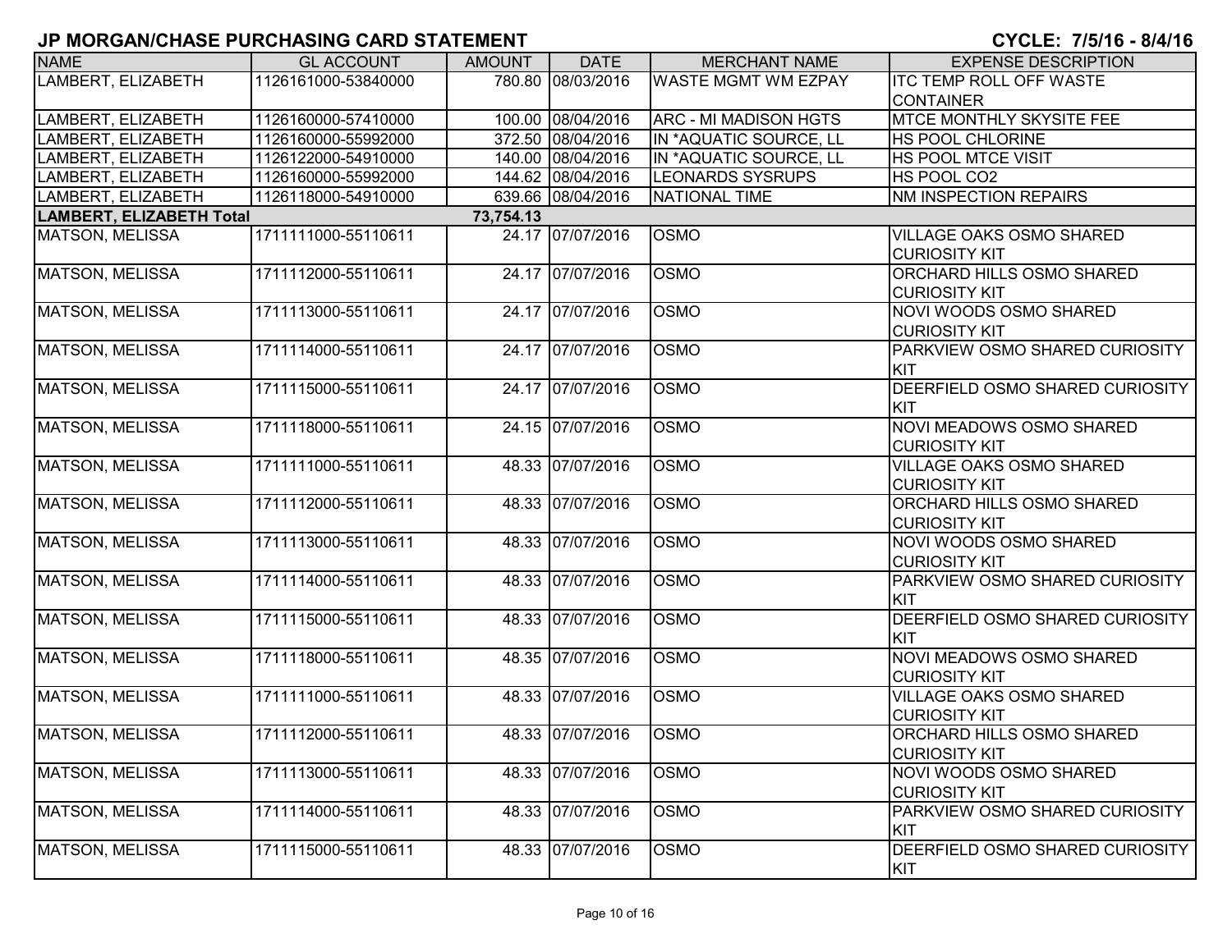# JP MORGAN/CHASE PURCHASING CARD STATEMENT

**CYCLE: 7/5/16 - 8/4/16**

| NAME | GL ACCOUNT | AMOUNT | DATE | MERCHANT NAME | EXPENSE DESCRIPTION |
|---|---|---|---|---|---|
| LAMBERT, ELIZABETH | 1126161000-53840000 | 780.80 | 08/03/2016 | WASTE MGMT WM EZPAY | ITC TEMP ROLL OFF WASTE CONTAINER |
| LAMBERT, ELIZABETH | 1126160000-57410000 | 100.00 | 08/04/2016 | ARC - MI MADISON HGTS | MTCE MONTHLY SKYSITE FEE |
| LAMBERT, ELIZABETH | 1126160000-55992000 | 372.50 | 08/04/2016 | IN *AQUATIC SOURCE, LL | HS POOL CHLORINE |
| LAMBERT, ELIZABETH | 1126122000-54910000 | 140.00 | 08/04/2016 | IN *AQUATIC SOURCE, LL | HS POOL MTCE VISIT |
| LAMBERT, ELIZABETH | 1126160000-55992000 | 144.62 | 08/04/2016 | LEONARDS SYSRUPS | HS POOL CO2 |
| LAMBERT, ELIZABETH | 1126118000-54910000 | 639.66 | 08/04/2016 | NATIONAL TIME | NM INSPECTION REPAIRS |
| **LAMBERT, ELIZABETH Total** | | **73,754.13** | | | |
| MATSON, MELISSA | 1711111000-55110611 | 24.17 | 07/07/2016 | OSMO | VILLAGE OAKS OSMO SHARED CURIOSITY KIT |
| MATSON, MELISSA | 1711112000-55110611 | 24.17 | 07/07/2016 | OSMO | ORCHARD HILLS OSMO SHARED CURIOSITY KIT |
| MATSON, MELISSA | 1711113000-55110611 | 24.17 | 07/07/2016 | OSMO | NOVI WOODS OSMO SHARED CURIOSITY KIT |
| MATSON, MELISSA | 1711114000-55110611 | 24.17 | 07/07/2016 | OSMO | PARKVIEW OSMO SHARED CURIOSITY KIT |
| MATSON, MELISSA | 1711115000-55110611 | 24.17 | 07/07/2016 | OSMO | DEERFIELD OSMO SHARED CURIOSITY KIT |
| MATSON, MELISSA | 1711118000-55110611 | 24.15 | 07/07/2016 | OSMO | NOVI MEADOWS OSMO SHARED CURIOSITY KIT |
| MATSON, MELISSA | 1711111000-55110611 | 48.33 | 07/07/2016 | OSMO | VILLAGE OAKS OSMO SHARED CURIOSITY KIT |
| MATSON, MELISSA | 1711112000-55110611 | 48.33 | 07/07/2016 | OSMO | ORCHARD HILLS OSMO SHARED CURIOSITY KIT |
| MATSON, MELISSA | 1711113000-55110611 | 48.33 | 07/07/2016 | OSMO | NOVI WOODS OSMO SHARED CURIOSITY KIT |
| MATSON, MELISSA | 1711114000-55110611 | 48.33 | 07/07/2016 | OSMO | PARKVIEW OSMO SHARED CURIOSITY KIT |
| MATSON, MELISSA | 1711115000-55110611 | 48.33 | 07/07/2016 | OSMO | DEERFIELD OSMO SHARED CURIOSITY KIT |
| MATSON, MELISSA | 1711118000-55110611 | 48.35 | 07/07/2016 | OSMO | NOVI MEADOWS OSMO SHARED CURIOSITY KIT |
| MATSON, MELISSA | 1711111000-55110611 | 48.33 | 07/07/2016 | OSMO | VILLAGE OAKS OSMO SHARED CURIOSITY KIT |
| MATSON, MELISSA | 1711112000-55110611 | 48.33 | 07/07/2016 | OSMO | ORCHARD HILLS OSMO SHARED CURIOSITY KIT |
| MATSON, MELISSA | 1711113000-55110611 | 48.33 | 07/07/2016 | OSMO | NOVI WOODS OSMO SHARED CURIOSITY KIT |
| MATSON, MELISSA | 1711114000-55110611 | 48.33 | 07/07/2016 | OSMO | PARKVIEW OSMO SHARED CURIOSITY KIT |
| MATSON, MELISSA | 1711115000-55110611 | 48.33 | 07/07/2016 | OSMO | DEERFIELD OSMO SHARED CURIOSITY KIT |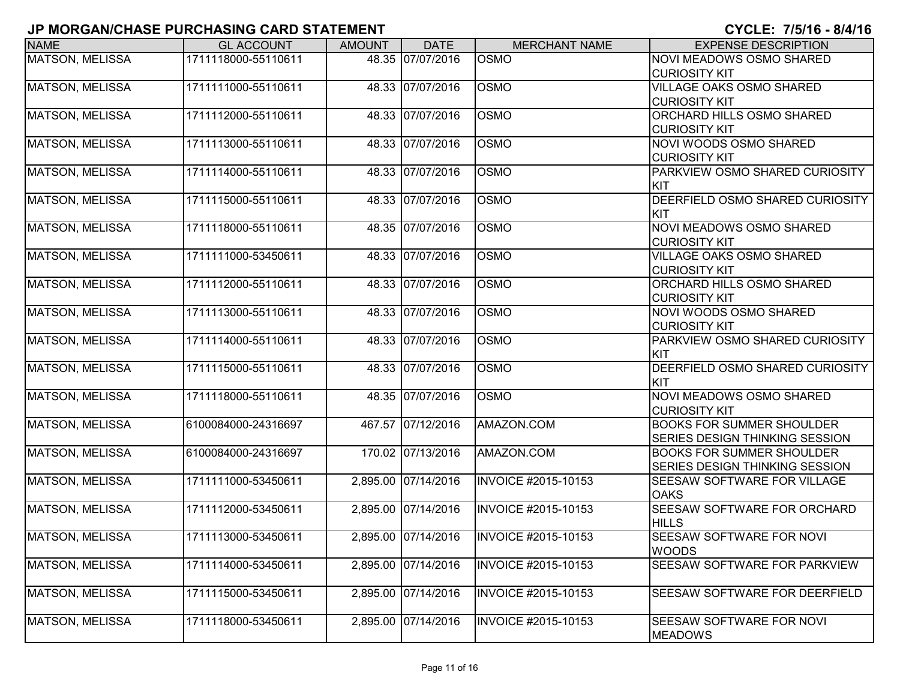# JP MORGAN/CHASE PURCHASING CARD STATEMENT

**CYCLE: 7/5/16 - 8/4/16**

| NAME | GL ACCOUNT | AMOUNT | DATE | MERCHANT NAME | EXPENSE DESCRIPTION |
|---|---|---|---|---|---|
| MATSON, MELISSA | 1711118000-55110611 | 48.35 | 07/07/2016 | OSMO | NOVI MEADOWS OSMO SHARED CURIOSITY KIT |
| MATSON, MELISSA | 1711111000-55110611 | 48.33 | 07/07/2016 | OSMO | VILLAGE OAKS OSMO SHARED CURIOSITY KIT |
| MATSON, MELISSA | 1711112000-55110611 | 48.33 | 07/07/2016 | OSMO | ORCHARD HILLS OSMO SHARED CURIOSITY KIT |
| MATSON, MELISSA | 1711113000-55110611 | 48.33 | 07/07/2016 | OSMO | NOVI WOODS OSMO SHARED CURIOSITY KIT |
| MATSON, MELISSA | 1711114000-55110611 | 48.33 | 07/07/2016 | OSMO | PARKVIEW OSMO SHARED CURIOSITY KIT |
| MATSON, MELISSA | 1711115000-55110611 | 48.33 | 07/07/2016 | OSMO | DEERFIELD OSMO SHARED CURIOSITY KIT |
| MATSON, MELISSA | 1711118000-55110611 | 48.35 | 07/07/2016 | OSMO | NOVI MEADOWS OSMO SHARED CURIOSITY KIT |
| MATSON, MELISSA | 1711111000-53450611 | 48.33 | 07/07/2016 | OSMO | VILLAGE OAKS OSMO SHARED CURIOSITY KIT |
| MATSON, MELISSA | 1711112000-55110611 | 48.33 | 07/07/2016 | OSMO | ORCHARD HILLS OSMO SHARED CURIOSITY KIT |
| MATSON, MELISSA | 1711113000-55110611 | 48.33 | 07/07/2016 | OSMO | NOVI WOODS OSMO SHARED CURIOSITY KIT |
| MATSON, MELISSA | 1711114000-55110611 | 48.33 | 07/07/2016 | OSMO | PARKVIEW OSMO SHARED CURIOSITY KIT |
| MATSON, MELISSA | 1711115000-55110611 | 48.33 | 07/07/2016 | OSMO | DEERFIELD OSMO SHARED CURIOSITY KIT |
| MATSON, MELISSA | 1711118000-55110611 | 48.35 | 07/07/2016 | OSMO | NOVI MEADOWS OSMO SHARED CURIOSITY KIT |
| MATSON, MELISSA | 6100084000-24316697 | 467.57 | 07/12/2016 | AMAZON.COM | BOOKS FOR SUMMER SHOULDER SERIES DESIGN THINKING SESSION |
| MATSON, MELISSA | 6100084000-24316697 | 170.02 | 07/13/2016 | AMAZON.COM | BOOKS FOR SUMMER SHOULDER SERIES DESIGN THINKING SESSION |
| MATSON, MELISSA | 1711111000-53450611 | 2,895.00 | 07/14/2016 | INVOICE #2015-10153 | SEESAW SOFTWARE FOR VILLAGE OAKS |
| MATSON, MELISSA | 1711112000-53450611 | 2,895.00 | 07/14/2016 | INVOICE #2015-10153 | SEESAW SOFTWARE FOR ORCHARD HILLS |
| MATSON, MELISSA | 1711113000-53450611 | 2,895.00 | 07/14/2016 | INVOICE #2015-10153 | SEESAW SOFTWARE FOR NOVI WOODS |
| MATSON, MELISSA | 1711114000-53450611 | 2,895.00 | 07/14/2016 | INVOICE #2015-10153 | SEESAW SOFTWARE FOR PARKVIEW |
| MATSON, MELISSA | 1711115000-53450611 | 2,895.00 | 07/14/2016 | INVOICE #2015-10153 | SEESAW SOFTWARE FOR DEERFIELD |
| MATSON, MELISSA | 1711118000-53450611 | 2,895.00 | 07/14/2016 | INVOICE #2015-10153 | SEESAW SOFTWARE FOR NOVI MEADOWS |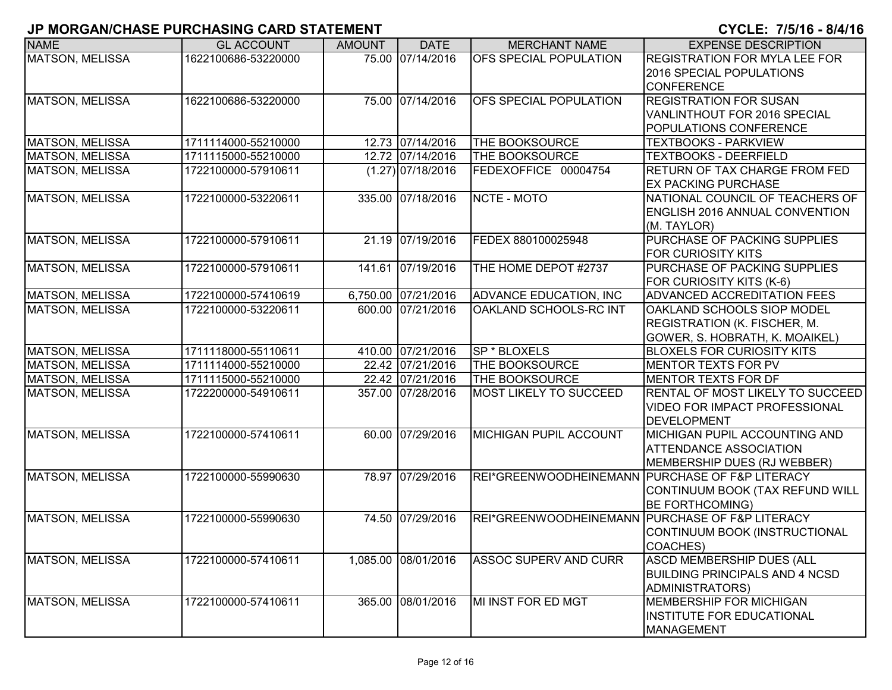# JP MORGAN/CHASE PURCHASING CARD STATEMENT

**CYCLE: 7/5/16 - 8/4/16**

| NAME | GL ACCOUNT | AMOUNT | DATE | MERCHANT NAME | EXPENSE DESCRIPTION |
|---|---|---|---|---|---|
| MATSON, MELISSA | 1622100686-53220000 | 75.00 | 07/14/2016 | OFS SPECIAL POPULATION | REGISTRATION FOR MYLA LEE FOR 2016 SPECIAL POPULATIONS CONFERENCE |
| MATSON, MELISSA | 1622100686-53220000 | 75.00 | 07/14/2016 | OFS SPECIAL POPULATION | REGISTRATION FOR SUSAN VANLINTHOUT FOR 2016 SPECIAL POPULATIONS CONFERENCE |
| MATSON, MELISSA | 1711114000-55210000 | 12.73 | 07/14/2016 | THE BOOKSOURCE | TEXTBOOKS - PARKVIEW |
| MATSON, MELISSA | 1711115000-55210000 | 12.72 | 07/14/2016 | THE BOOKSOURCE | TEXTBOOKS - DEERFIELD |
| MATSON, MELISSA | 1722100000-57910611 | (1.27) | 07/18/2016 | FEDEXOFFICE 00004754 | RETURN OF TAX CHARGE FROM FED EX PACKING PURCHASE |
| MATSON, MELISSA | 1722100000-53220611 | 335.00 | 07/18/2016 | NCTE - MOTO | NATIONAL COUNCIL OF TEACHERS OF ENGLISH 2016 ANNUAL CONVENTION (M. TAYLOR) |
| MATSON, MELISSA | 1722100000-57910611 | 21.19 | 07/19/2016 | FEDEX 880100025948 | PURCHASE OF PACKING SUPPLIES FOR CURIOSITY KITS |
| MATSON, MELISSA | 1722100000-57910611 | 141.61 | 07/19/2016 | THE HOME DEPOT #2737 | PURCHASE OF PACKING SUPPLIES FOR CURIOSITY KITS (K-6) |
| MATSON, MELISSA | 1722100000-57410619 | 6,750.00 | 07/21/2016 | ADVANCE EDUCATION, INC | ADVANCED ACCREDITATION FEES |
| MATSON, MELISSA | 1722100000-53220611 | 600.00 | 07/21/2016 | OAKLAND SCHOOLS-RC INT | OAKLAND SCHOOLS SIOP MODEL REGISTRATION (K. FISCHER, M. GOWER, S. HOBRATH, K. MOAIKEL) |
| MATSON, MELISSA | 1711118000-55110611 | 410.00 | 07/21/2016 | SP * BLOXELS | BLOXELS FOR CURIOSITY KITS |
| MATSON, MELISSA | 1711114000-55210000 | 22.42 | 07/21/2016 | THE BOOKSOURCE | MENTOR TEXTS FOR PV |
| MATSON, MELISSA | 1711115000-55210000 | 22.42 | 07/21/2016 | THE BOOKSOURCE | MENTOR TEXTS FOR DF |
| MATSON, MELISSA | 1722200000-54910611 | 357.00 | 07/28/2016 | MOST LIKELY TO SUCCEED | RENTAL OF MOST LIKELY TO SUCCEED VIDEO FOR IMPACT PROFESSIONAL DEVELOPMENT |
| MATSON, MELISSA | 1722100000-57410611 | 60.00 | 07/29/2016 | MICHIGAN PUPIL ACCOUNT | MICHIGAN PUPIL ACCOUNTING AND ATTENDANCE ASSOCIATION MEMBERSHIP DUES (RJ WEBBER) |
| MATSON, MELISSA | 1722100000-55990630 | 78.97 | 07/29/2016 | REI*GREENWOODHEINEMANN | PURCHASE OF F&P LITERACY CONTINUUM BOOK (TAX REFUND WILL BE FORTHCOMING) |
| MATSON, MELISSA | 1722100000-55990630 | 74.50 | 07/29/2016 | REI*GREENWOODHEINEMANN | PURCHASE OF F&P LITERACY CONTINUUM BOOK (INSTRUCTIONAL COACHES) |
| MATSON, MELISSA | 1722100000-57410611 | 1,085.00 | 08/01/2016 | ASSOC SUPERV AND CURR | ASCD MEMBERSHIP DUES (ALL BUILDING PRINCIPALS AND 4 NCSD ADMINISTRATORS) |
| MATSON, MELISSA | 1722100000-57410611 | 365.00 | 08/01/2016 | MI INST FOR ED MGT | MEMBERSHIP FOR MICHIGAN INSTITUTE FOR EDUCATIONAL MANAGEMENT |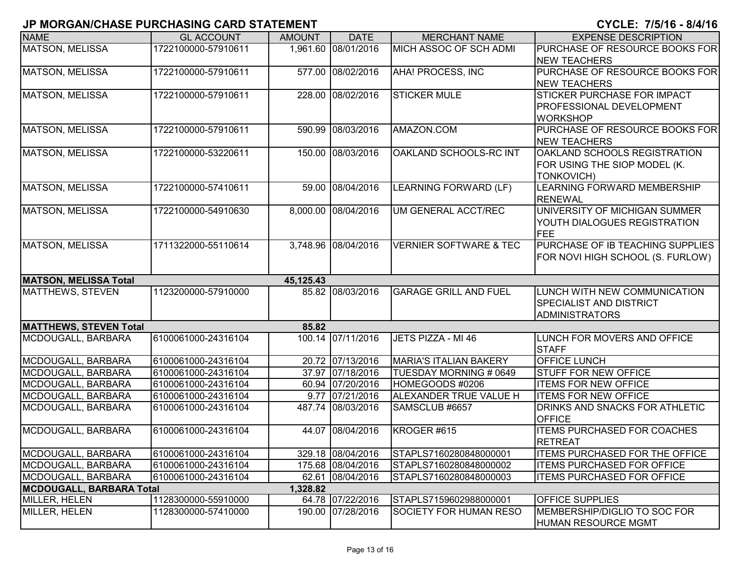# JP MORGAN/CHASE PURCHASING CARD STATEMENT

**CYCLE: 7/5/16 - 8/4/16**

| NAME | GL ACCOUNT | AMOUNT | DATE | MERCHANT NAME | EXPENSE DESCRIPTION |
|---|---|---|---|---|---|
| MATSON, MELISSA | 1722100000-57910611 | 1,961.60 | 08/01/2016 | MICH ASSOC OF SCH ADMI | PURCHASE OF RESOURCE BOOKS FOR NEW TEACHERS |
| MATSON, MELISSA | 1722100000-57910611 | 577.00 | 08/02/2016 | AHA! PROCESS, INC | PURCHASE OF RESOURCE BOOKS FOR NEW TEACHERS |
| MATSON, MELISSA | 1722100000-57910611 | 228.00 | 08/02/2016 | STICKER MULE | STICKER PURCHASE FOR IMPACT PROFESSIONAL DEVELOPMENT WORKSHOP |
| MATSON, MELISSA | 1722100000-57910611 | 590.99 | 08/03/2016 | AMAZON.COM | PURCHASE OF RESOURCE BOOKS FOR NEW TEACHERS |
| MATSON, MELISSA | 1722100000-53220611 | 150.00 | 08/03/2016 | OAKLAND SCHOOLS-RC INT | OAKLAND SCHOOLS REGISTRATION FOR USING THE SIOP MODEL (K. TONKOVICH) |
| MATSON, MELISSA | 1722100000-57410611 | 59.00 | 08/04/2016 | LEARNING FORWARD (LF) | LEARNING FORWARD MEMBERSHIP RENEWAL |
| MATSON, MELISSA | 1722100000-54910630 | 8,000.00 | 08/04/2016 | UM GENERAL ACCT/REC | UNIVERSITY OF MICHIGAN SUMMER YOUTH DIALOGUES REGISTRATION FEE |
| MATSON, MELISSA | 1711322000-55110614 | 3,748.96 | 08/04/2016 | VERNIER SOFTWARE & TEC | PURCHASE OF IB TEACHING SUPPLIES FOR NOVI HIGH SCHOOL (S. FURLOW) |
| **MATSON, MELISSA Total** | | **45,125.43** | | | |
| MATTHEWS, STEVEN | 1123200000-57910000 | 85.82 | 08/03/2016 | GARAGE GRILL AND FUEL | LUNCH WITH NEW COMMUNICATION SPECIALIST AND DISTRICT ADMINISTRATORS |
| **MATTHEWS, STEVEN Total** | | **85.82** | | | |
| MCDOUGALL, BARBARA | 6100061000-24316104 | 100.14 | 07/11/2016 | JETS PIZZA - MI 46 | LUNCH FOR MOVERS AND OFFICE STAFF |
| MCDOUGALL, BARBARA | 6100061000-24316104 | 20.72 | 07/13/2016 | MARIA'S ITALIAN BAKERY | OFFICE LUNCH |
| MCDOUGALL, BARBARA | 6100061000-24316104 | 37.97 | 07/18/2016 | TUESDAY MORNING # 0649 | STUFF FOR NEW OFFICE |
| MCDOUGALL, BARBARA | 6100061000-24316104 | 60.94 | 07/20/2016 | HOMEGOODS #0206 | ITEMS FOR NEW OFFICE |
| MCDOUGALL, BARBARA | 6100061000-24316104 | 9.77 | 07/21/2016 | ALEXANDER TRUE VALUE H | ITEMS FOR NEW OFFICE |
| MCDOUGALL, BARBARA | 6100061000-24316104 | 487.74 | 08/03/2016 | SAMSCLUB #6657 | DRINKS AND SNACKS FOR ATHLETIC OFFICE |
| MCDOUGALL, BARBARA | 6100061000-24316104 | 44.07 | 08/04/2016 | KROGER #615 | ITEMS PURCHASED FOR COACHES RETREAT |
| MCDOUGALL, BARBARA | 6100061000-24316104 | 329.18 | 08/04/2016 | STAPLS7160280848000001 | ITEMS PURCHASED FOR THE OFFICE |
| MCDOUGALL, BARBARA | 6100061000-24316104 | 175.68 | 08/04/2016 | STAPLS7160280848000002 | ITEMS PURCHASED FOR OFFICE |
| MCDOUGALL, BARBARA | 6100061000-24316104 | 62.61 | 08/04/2016 | STAPLS7160280848000003 | ITEMS PURCHASED FOR OFFICE |
| **MCDOUGALL, BARBARA Total** | | **1,328.82** | | | |
| MILLER, HELEN | 1128300000-55910000 | 64.78 | 07/22/2016 | STAPLS7159602988000001 | OFFICE SUPPLIES |
| MILLER, HELEN | 1128300000-57410000 | 190.00 | 07/28/2016 | SOCIETY FOR HUMAN RESO | MEMBERSHIP/DIGLIO TO SOC FOR HUMAN RESOURCE MGMT |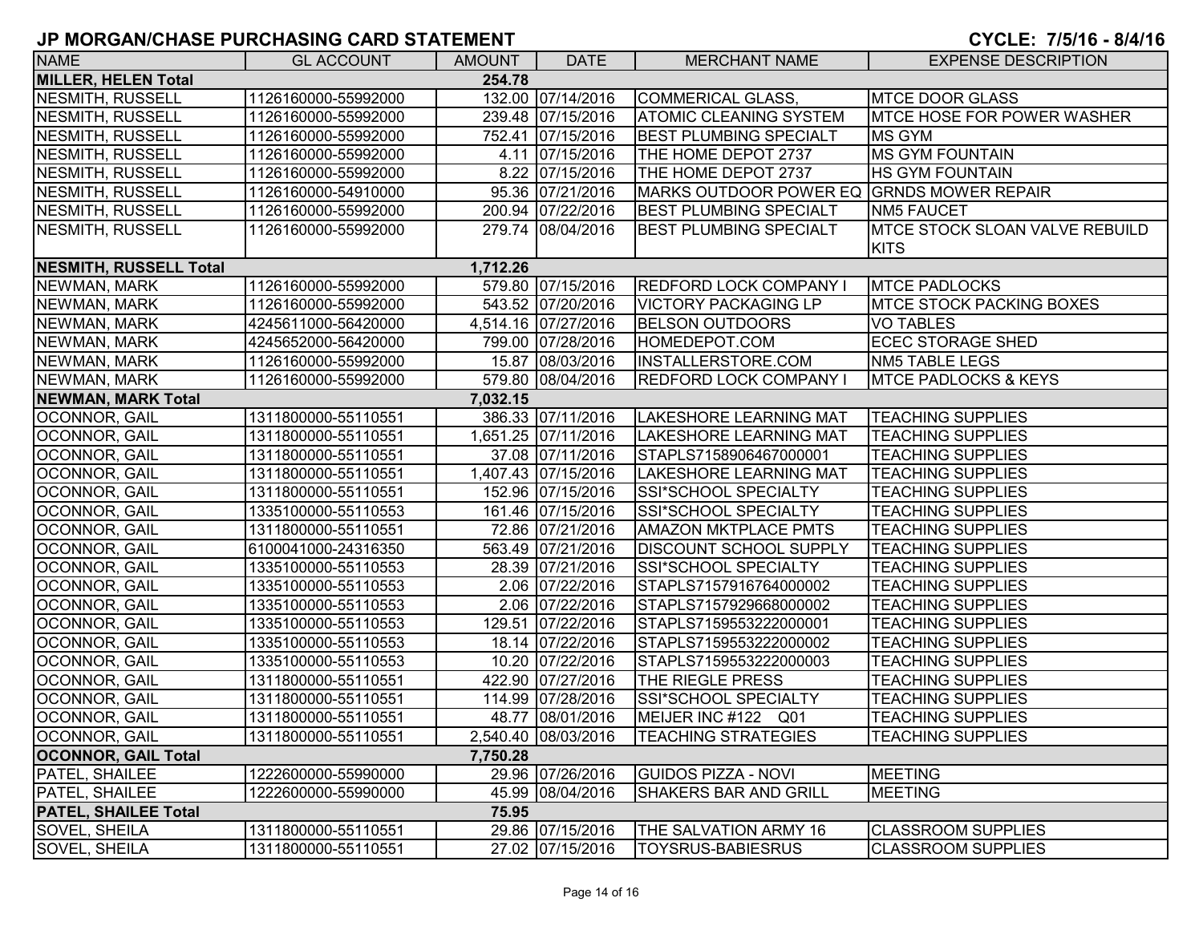## JP MORGAN/CHASE PURCHASING CARD STATEMENT

**CYCLE: 7/5/16 - 8/4/16**

| NAME | GL ACCOUNT | AMOUNT | DATE | MERCHANT NAME | EXPENSE DESCRIPTION |
|---|---|---|---|---|---|
| **MILLER, HELEN Total** | | **254.78** | | | |
| NESMITH, RUSSELL | 1126160000-55992000 | 132.00 | 07/14/2016 | COMMERICAL GLASS, | MTCE DOOR GLASS |
| NESMITH, RUSSELL | 1126160000-55992000 | 239.48 | 07/15/2016 | ATOMIC CLEANING SYSTEM | MTCE HOSE FOR POWER WASHER |
| NESMITH, RUSSELL | 1126160000-55992000 | 752.41 | 07/15/2016 | BEST PLUMBING SPECIALT | MS GYM |
| NESMITH, RUSSELL | 1126160000-55992000 | 4.11 | 07/15/2016 | THE HOME DEPOT 2737 | MS GYM FOUNTAIN |
| NESMITH, RUSSELL | 1126160000-55992000 | 8.22 | 07/15/2016 | THE HOME DEPOT 2737 | HS GYM FOUNTAIN |
| NESMITH, RUSSELL | 1126160000-54910000 | 95.36 | 07/21/2016 | MARKS OUTDOOR POWER EQ | GRNDS MOWER REPAIR |
| NESMITH, RUSSELL | 1126160000-55992000 | 200.94 | 07/22/2016 | BEST PLUMBING SPECIALT | NM5 FAUCET |
| NESMITH, RUSSELL | 1126160000-55992000 | 279.74 | 08/04/2016 | BEST PLUMBING SPECIALT | MTCE STOCK SLOAN VALVE REBUILD KITS |
| **NESMITH, RUSSELL Total** | | **1,712.26** | | | |
| NEWMAN, MARK | 1126160000-55992000 | 579.80 | 07/15/2016 | REDFORD LOCK COMPANY I | MTCE PADLOCKS |
| NEWMAN, MARK | 1126160000-55992000 | 543.52 | 07/20/2016 | VICTORY PACKAGING LP | MTCE STOCK PACKING BOXES |
| NEWMAN, MARK | 4245611000-56420000 | 4,514.16 | 07/27/2016 | BELSON OUTDOORS | VO TABLES |
| NEWMAN, MARK | 4245652000-56420000 | 799.00 | 07/28/2016 | HOMEDEPOT.COM | ECEC STORAGE SHED |
| NEWMAN, MARK | 1126160000-55992000 | 15.87 | 08/03/2016 | INSTALLERSTORE.COM | NM5 TABLE LEGS |
| NEWMAN, MARK | 1126160000-55992000 | 579.80 | 08/04/2016 | REDFORD LOCK COMPANY I | MTCE PADLOCKS & KEYS |
| **NEWMAN, MARK Total** | | **7,032.15** | | | |
| OCONNOR, GAIL | 1311800000-55110551 | 386.33 | 07/11/2016 | LAKESHORE LEARNING MAT | TEACHING SUPPLIES |
| OCONNOR, GAIL | 1311800000-55110551 | 1,651.25 | 07/11/2016 | LAKESHORE LEARNING MAT | TEACHING SUPPLIES |
| OCONNOR, GAIL | 1311800000-55110551 | 37.08 | 07/11/2016 | STAPLS7158906467000001 | TEACHING SUPPLIES |
| OCONNOR, GAIL | 1311800000-55110551 | 1,407.43 | 07/15/2016 | LAKESHORE LEARNING MAT | TEACHING SUPPLIES |
| OCONNOR, GAIL | 1311800000-55110551 | 152.96 | 07/15/2016 | SSI*SCHOOL SPECIALTY | TEACHING SUPPLIES |
| OCONNOR, GAIL | 1335100000-55110553 | 161.46 | 07/15/2016 | SSI*SCHOOL SPECIALTY | TEACHING SUPPLIES |
| OCONNOR, GAIL | 1311800000-55110551 | 72.86 | 07/21/2016 | AMAZON MKTPLACE PMTS | TEACHING SUPPLIES |
| OCONNOR, GAIL | 6100041000-24316350 | 563.49 | 07/21/2016 | DISCOUNT SCHOOL SUPPLY | TEACHING SUPPLIES |
| OCONNOR, GAIL | 1335100000-55110553 | 28.39 | 07/21/2016 | SSI*SCHOOL SPECIALTY | TEACHING SUPPLIES |
| OCONNOR, GAIL | 1335100000-55110553 | 2.06 | 07/22/2016 | STAPLS7157916764000002 | TEACHING SUPPLIES |
| OCONNOR, GAIL | 1335100000-55110553 | 2.06 | 07/22/2016 | STAPLS7157929668000002 | TEACHING SUPPLIES |
| OCONNOR, GAIL | 1335100000-55110553 | 129.51 | 07/22/2016 | STAPLS7159553222000001 | TEACHING SUPPLIES |
| OCONNOR, GAIL | 1335100000-55110553 | 18.14 | 07/22/2016 | STAPLS7159553222000002 | TEACHING SUPPLIES |
| OCONNOR, GAIL | 1335100000-55110553 | 10.20 | 07/22/2016 | STAPLS7159553222000003 | TEACHING SUPPLIES |
| OCONNOR, GAIL | 1311800000-55110551 | 422.90 | 07/27/2016 | THE RIEGLE PRESS | TEACHING SUPPLIES |
| OCONNOR, GAIL | 1311800000-55110551 | 114.99 | 07/28/2016 | SSI*SCHOOL SPECIALTY | TEACHING SUPPLIES |
| OCONNOR, GAIL | 1311800000-55110551 | 48.77 | 08/01/2016 | MEIJER INC #122 Q01 | TEACHING SUPPLIES |
| OCONNOR, GAIL | 1311800000-55110551 | 2,540.40 | 08/03/2016 | TEACHING STRATEGIES | TEACHING SUPPLIES |
| **OCONNOR, GAIL Total** | | **7,750.28** | | | |
| PATEL, SHAILEE | 1222600000-55990000 | 29.96 | 07/26/2016 | GUIDOS PIZZA - NOVI | MEETING |
| PATEL, SHAILEE | 1222600000-55990000 | 45.99 | 08/04/2016 | SHAKERS BAR AND GRILL | MEETING |
| **PATEL, SHAILEE Total** | | **75.95** | | | |
| SOVEL, SHEILA | 1311800000-55110551 | 29.86 | 07/15/2016 | THE SALVATION ARMY 16 | CLASSROOM SUPPLIES |
| SOVEL, SHEILA | 1311800000-55110551 | 27.02 | 07/15/2016 | TOYSRUS-BABIESRUS | CLASSROOM SUPPLIES |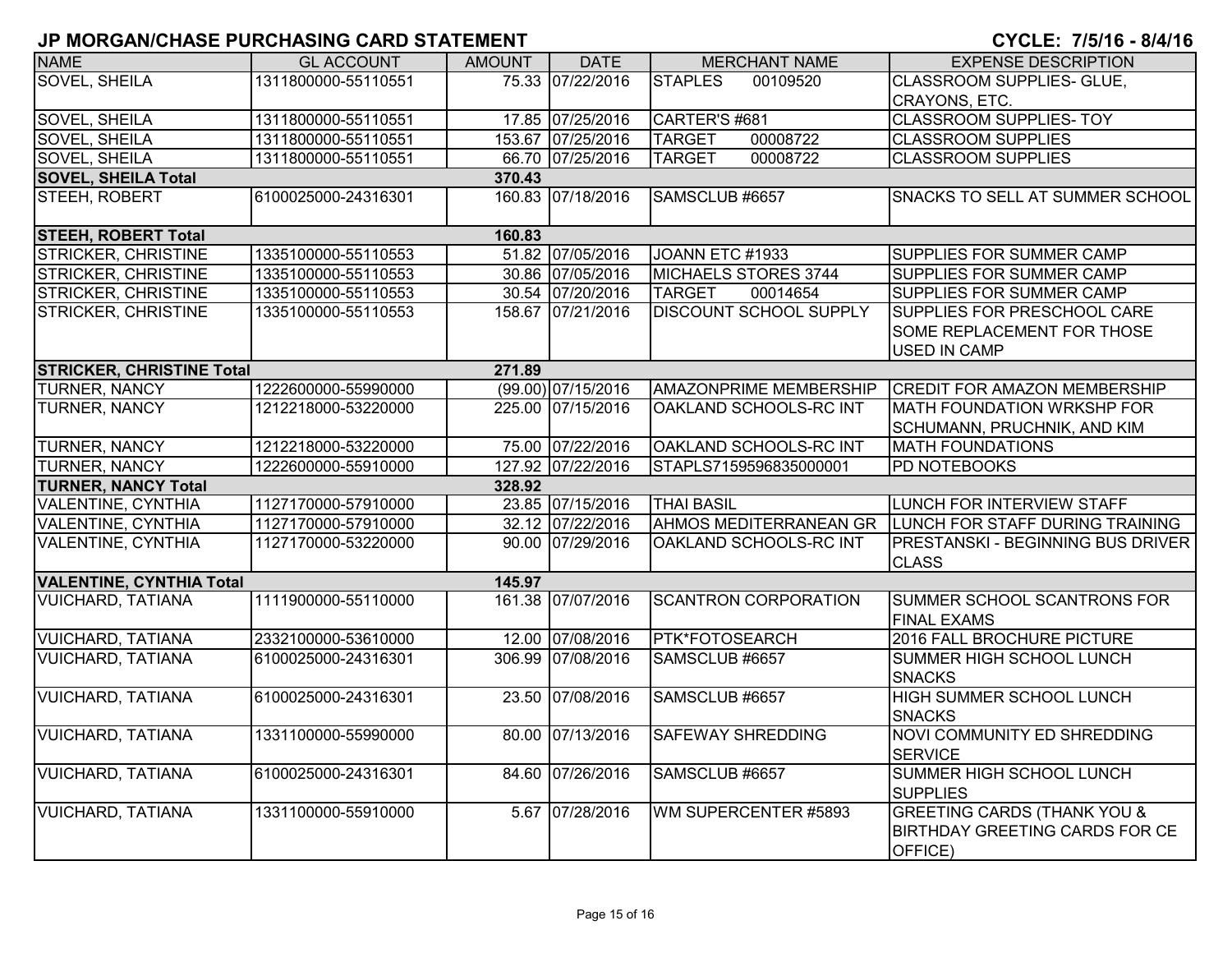# JP MORGAN/CHASE PURCHASING CARD STATEMENT

**CYCLE: 7/5/16 - 8/4/16**

| NAME | GL ACCOUNT | AMOUNT | DATE | MERCHANT NAME | EXPENSE DESCRIPTION |
|---|---|---|---|---|---|
| SOVEL, SHEILA | 1311800000-55110551 | 75.33 | 07/22/2016 | STAPLES 00109520 | CLASSROOM SUPPLIES- GLUE, CRAYONS, ETC. |
| SOVEL, SHEILA | 1311800000-55110551 | 17.85 | 07/25/2016 | CARTER'S #681 | CLASSROOM SUPPLIES- TOY |
| SOVEL, SHEILA | 1311800000-55110551 | 153.67 | 07/25/2016 | TARGET 00008722 | CLASSROOM SUPPLIES |
| SOVEL, SHEILA | 1311800000-55110551 | 66.70 | 07/25/2016 | TARGET 00008722 | CLASSROOM SUPPLIES |
| **SOVEL, SHEILA Total** | | **370.43** | | | |
| STEEH, ROBERT | 6100025000-24316301 | 160.83 | 07/18/2016 | SAMSCLUB #6657 | SNACKS TO SELL AT SUMMER SCHOOL |
| **STEEH, ROBERT Total** | | **160.83** | | | |
| STRICKER, CHRISTINE | 1335100000-55110553 | 51.82 | 07/05/2016 | JOANN ETC #1933 | SUPPLIES FOR SUMMER CAMP |
| STRICKER, CHRISTINE | 1335100000-55110553 | 30.86 | 07/05/2016 | MICHAELS STORES 3744 | SUPPLIES FOR SUMMER CAMP |
| STRICKER, CHRISTINE | 1335100000-55110553 | 30.54 | 07/20/2016 | TARGET 00014654 | SUPPLIES FOR SUMMER CAMP |
| STRICKER, CHRISTINE | 1335100000-55110553 | 158.67 | 07/21/2016 | DISCOUNT SCHOOL SUPPLY | SUPPLIES FOR PRESCHOOL CARE SOME REPLACEMENT FOR THOSE USED IN CAMP |
| **STRICKER, CHRISTINE Total** | | **271.89** | | | |
| TURNER, NANCY | 1222600000-55990000 | (99.00) | 07/15/2016 | AMAZONPRIME MEMBERSHIP | CREDIT FOR AMAZON MEMBERSHIP |
| TURNER, NANCY | 1212218000-53220000 | 225.00 | 07/15/2016 | OAKLAND SCHOOLS-RC INT | MATH FOUNDATION WRKSHP FOR SCHUMANN, PRUCHNIK, AND KIM |
| TURNER, NANCY | 1212218000-53220000 | 75.00 | 07/22/2016 | OAKLAND SCHOOLS-RC INT | MATH FOUNDATIONS |
| TURNER, NANCY | 1222600000-55910000 | 127.92 | 07/22/2016 | STAPLS7159596835000001 | PD NOTEBOOKS |
| **TURNER, NANCY Total** | | **328.92** | | | |
| VALENTINE, CYNTHIA | 1127170000-57910000 | 23.85 | 07/15/2016 | THAI BASIL | LUNCH FOR INTERVIEW STAFF |
| VALENTINE, CYNTHIA | 1127170000-57910000 | 32.12 | 07/22/2016 | AHMOS MEDITERRANEAN GR | LUNCH FOR STAFF DURING TRAINING |
| VALENTINE, CYNTHIA | 1127170000-53220000 | 90.00 | 07/29/2016 | OAKLAND SCHOOLS-RC INT | PRESTANSKI - BEGINNING BUS DRIVER CLASS |
| **VALENTINE, CYNTHIA Total** | | **145.97** | | | |
| VUICHARD, TATIANA | 1111900000-55110000 | 161.38 | 07/07/2016 | SCANTRON CORPORATION | SUMMER SCHOOL SCANTRONS FOR FINAL EXAMS |
| VUICHARD, TATIANA | 2332100000-53610000 | 12.00 | 07/08/2016 | PTK*FOTOSEARCH | 2016 FALL BROCHURE PICTURE |
| VUICHARD, TATIANA | 6100025000-24316301 | 306.99 | 07/08/2016 | SAMSCLUB #6657 | SUMMER HIGH SCHOOL LUNCH SNACKS |
| VUICHARD, TATIANA | 6100025000-24316301 | 23.50 | 07/08/2016 | SAMSCLUB #6657 | HIGH SUMMER SCHOOL LUNCH SNACKS |
| VUICHARD, TATIANA | 1331100000-55990000 | 80.00 | 07/13/2016 | SAFEWAY SHREDDING | NOVI COMMUNITY ED SHREDDING SERVICE |
| VUICHARD, TATIANA | 6100025000-24316301 | 84.60 | 07/26/2016 | SAMSCLUB #6657 | SUMMER HIGH SCHOOL LUNCH SUPPLIES |
| VUICHARD, TATIANA | 1331100000-55910000 | 5.67 | 07/28/2016 | WM SUPERCENTER #5893 | GREETING CARDS (THANK YOU & BIRTHDAY GREETING CARDS FOR CE OFFICE) |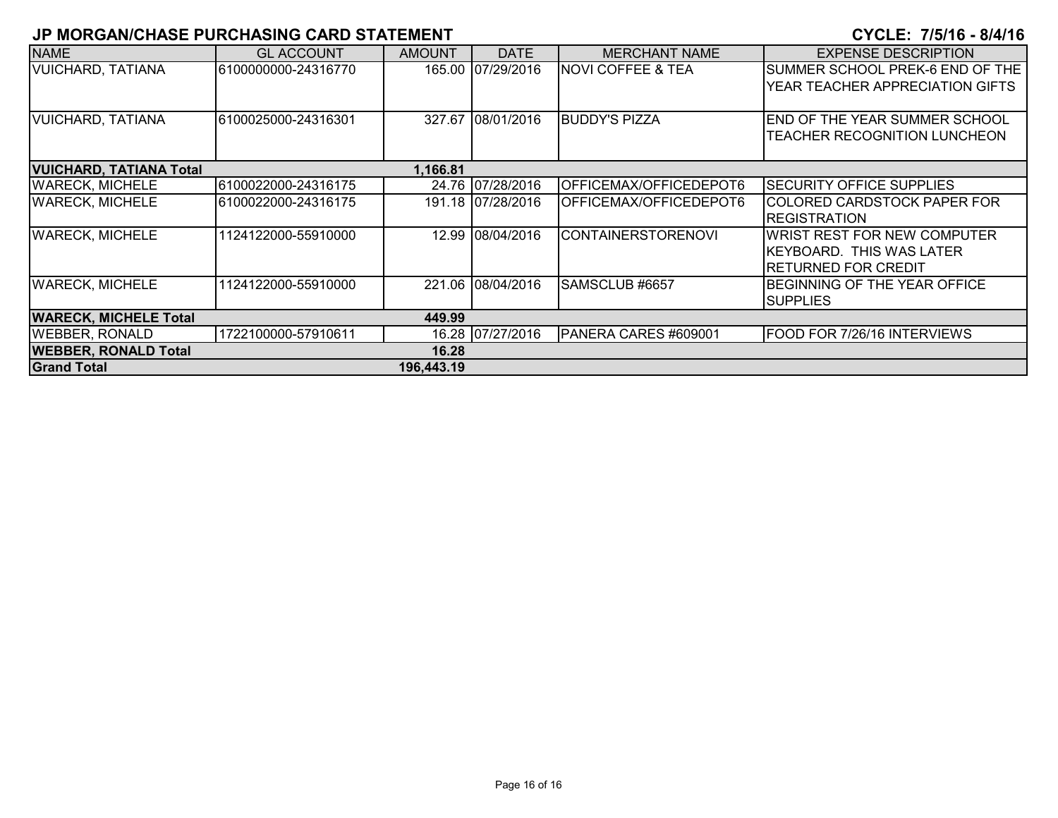## JP MORGAN/CHASE PURCHASING CARD STATEMENT

**CYCLE: 7/5/16 - 8/4/16**

| NAME | GL ACCOUNT | AMOUNT | DATE | MERCHANT NAME | EXPENSE DESCRIPTION |
|---|---|---|---|---|---|
| VUICHARD, TATIANA | 6100000000-24316770 | 165.00 | 07/29/2016 | NOVI COFFEE & TEA | SUMMER SCHOOL PREK-6 END OF THE YEAR TEACHER APPRECIATION GIFTS |
| VUICHARD, TATIANA | 6100025000-24316301 | 327.67 | 08/01/2016 | BUDDY'S PIZZA | END OF THE YEAR SUMMER SCHOOL TEACHER RECOGNITION LUNCHEON |
| **VUICHARD, TATIANA Total** | | **1,166.81** | | | |
| WARECK, MICHELE | 6100022000-24316175 | 24.76 | 07/28/2016 | OFFICEMAX/OFFICEDEPOT6 | SECURITY OFFICE SUPPLIES |
| WARECK, MICHELE | 6100022000-24316175 | 191.18 | 07/28/2016 | OFFICEMAX/OFFICEDEPOT6 | COLORED CARDSTOCK PAPER FOR REGISTRATION |
| WARECK, MICHELE | 1124122000-55910000 | 12.99 | 08/04/2016 | CONTAINERSTORENOVI | WRIST REST FOR NEW COMPUTER KEYBOARD. THIS WAS LATER RETURNED FOR CREDIT |
| WARECK, MICHELE | 1124122000-55910000 | 221.06 | 08/04/2016 | SAMSCLUB #6657 | BEGINNING OF THE YEAR OFFICE SUPPLIES |
| **WARECK, MICHELE Total** | | **449.99** | | | |
| WEBBER, RONALD | 1722100000-57910611 | 16.28 | 07/27/2016 | PANERA CARES #609001 | FOOD FOR 7/26/16 INTERVIEWS |
| **WEBBER, RONALD Total** | | **16.28** | | | |
| **Grand Total** | | **196,443.19** | | | |